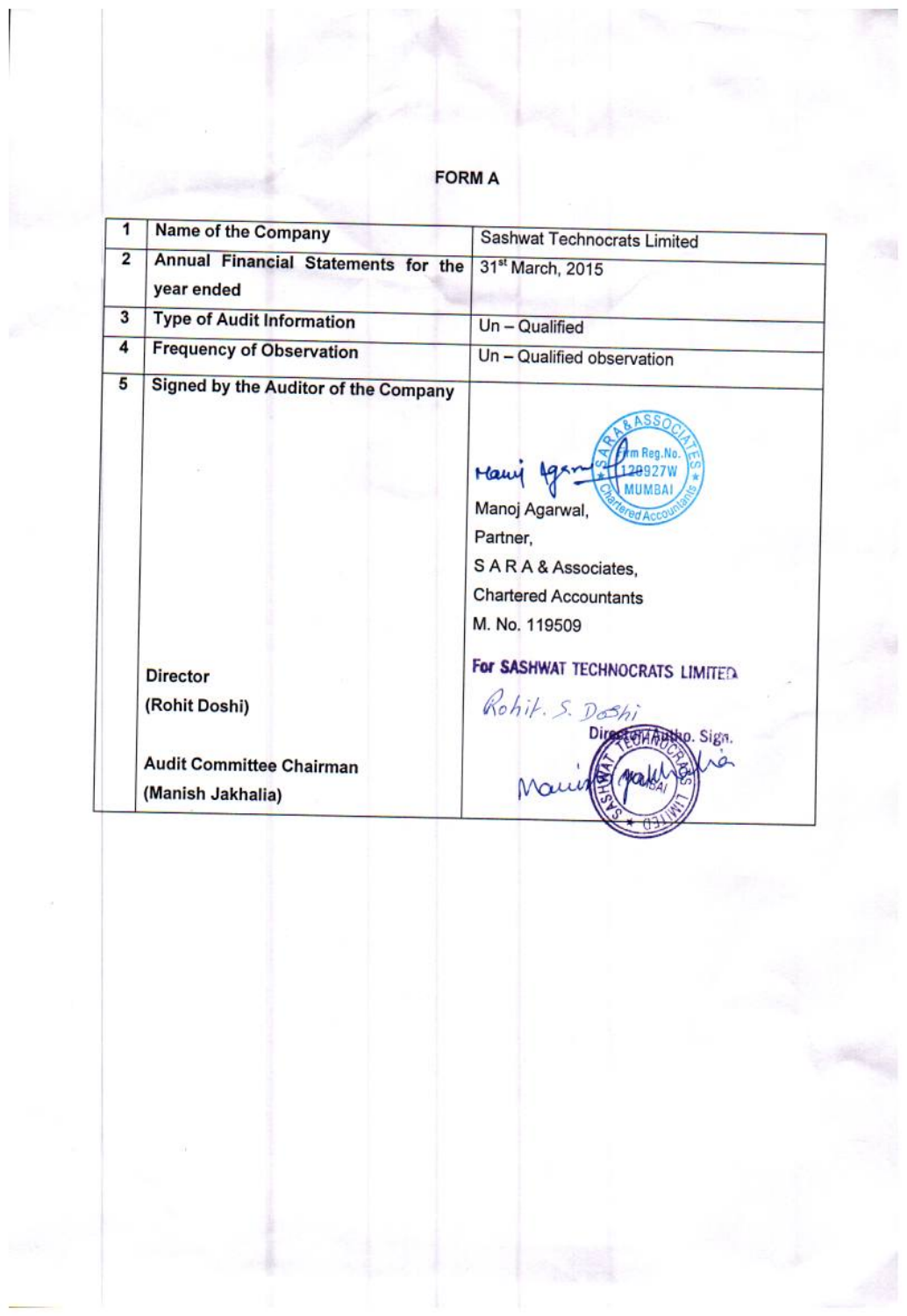# FORM A

| | | |
|---|---|---|
| 1 | Name of the Company | Sashwat Technocrats Limited |
| 2 | Annual Financial Statements for the year ended | 31st March, 2015 |
| 3 | Type of Audit Information | Un – Qualified |
| 4 | Frequency of Observation | Un – Qualified observation |
| 5 | Signed by the Auditor of the Company | Manoj Agarwal,<br>Partner,<br>S A R A & Associates,<br>Chartered Accountants<br>M. No. 119509 |
| | Director<br>(Rohit Doshi) | For SASHWAT TECHNOCRATS LIMITED<br>Director/Autho. Sign. |
| | Audit Committee Chairman<br>(Manish Jakhalia) | |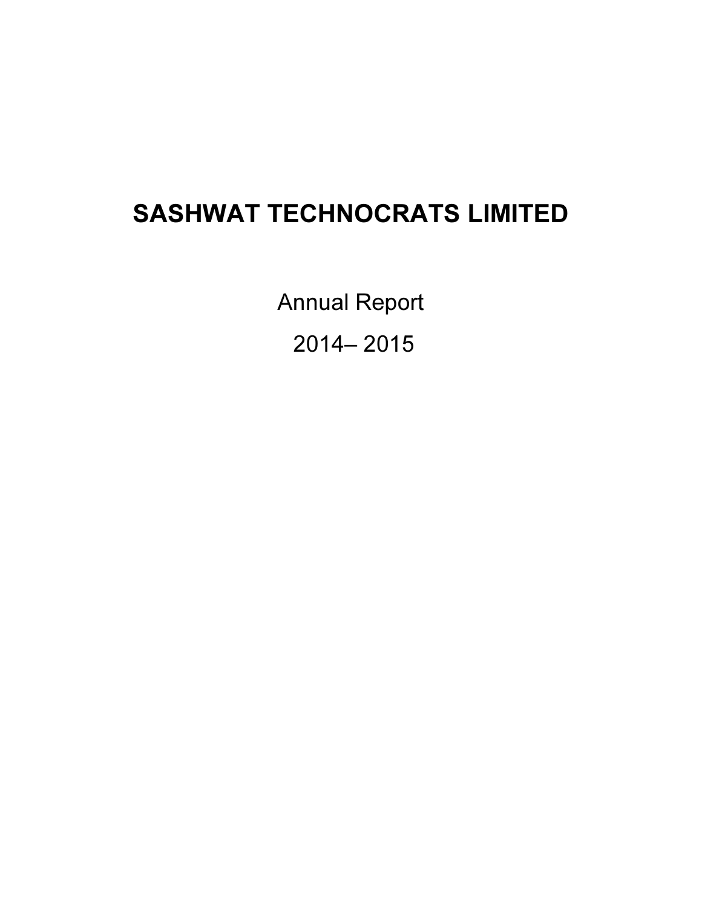# SASHWAT TECHNOCRATS LIMITED

Annual Report

2014– 2015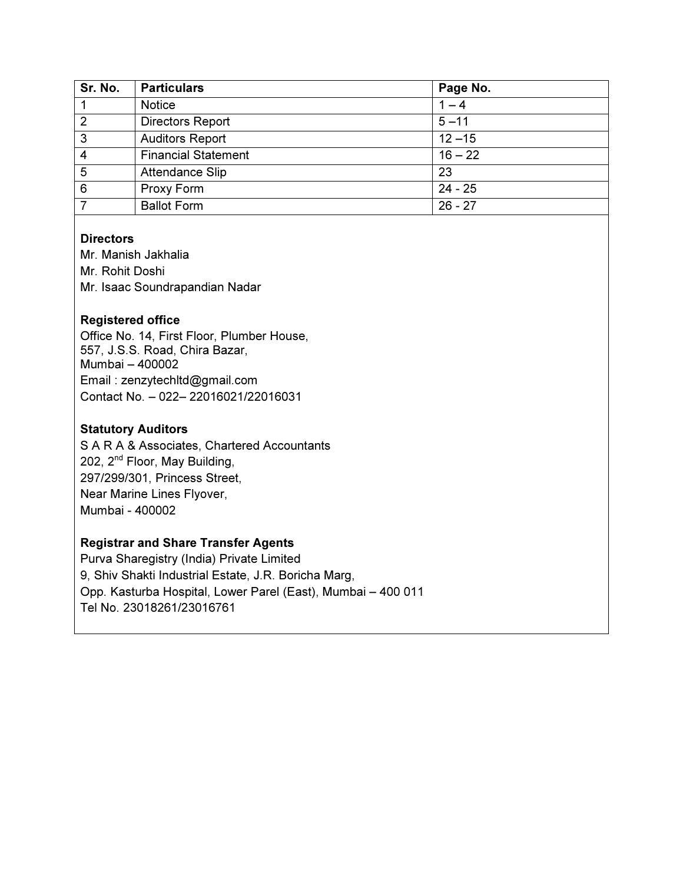| Sr. No. | Particulars | Page No. |
|---|---|---|
| 1 | Notice | 1 – 4 |
| 2 | Directors Report | 5 –11 |
| 3 | Auditors Report | 12 –15 |
| 4 | Financial Statement | 16 – 22 |
| 5 | Attendance Slip | 23 |
| 6 | Proxy Form | 24 - 25 |
| 7 | Ballot Form | 26 - 27 |

**Directors**

Mr. Manish Jakhalia
Mr. Rohit Doshi
Mr. Isaac Soundrapandian Nadar

**Registered office**

Office No. 14, First Floor, Plumber House,
557, J.S.S. Road, Chira Bazar,
Mumbai – 400002
Email : zenzytechltd@gmail.com
Contact No. – 022– 22016021/22016031

**Statutory Auditors**

S A R A & Associates, Chartered Accountants
202, 2nd Floor, May Building,
297/299/301, Princess Street,
Near Marine Lines Flyover,
Mumbai - 400002

**Registrar and Share Transfer Agents**

Purva Sharegistry (India) Private Limited
9, Shiv Shakti Industrial Estate, J.R. Boricha Marg,
Opp. Kasturba Hospital, Lower Parel (East), Mumbai – 400 011
Tel No. 23018261/23016761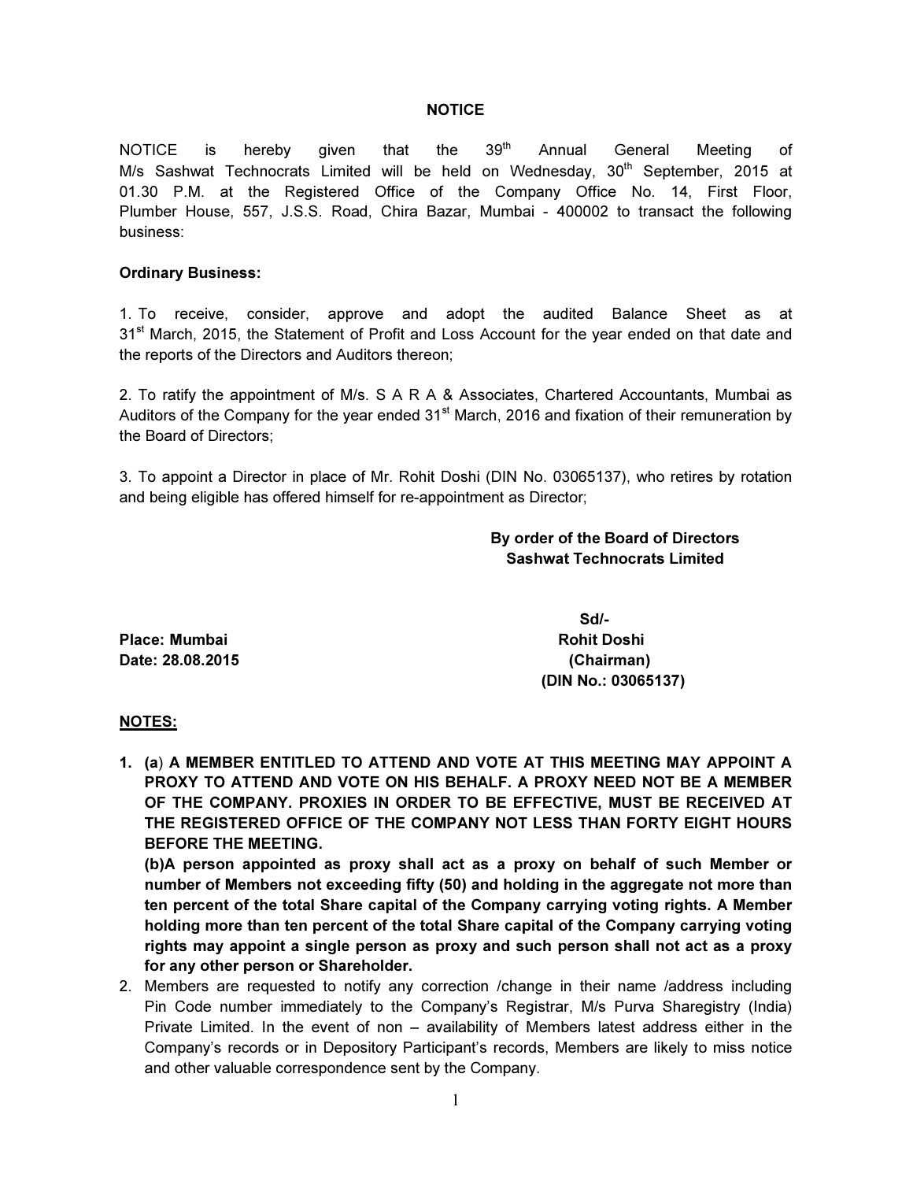# NOTICE

NOTICE is hereby given that the 39th Annual General Meeting of M/s Sashwat Technocrats Limited will be held on Wednesday, 30th September, 2015 at 01.30 P.M. at the Registered Office of the Company Office No. 14, First Floor, Plumber House, 557, J.S.S. Road, Chira Bazar, Mumbai - 400002 to transact the following business:

**Ordinary Business:**

1. To receive, consider, approve and adopt the audited Balance Sheet as at 31st March, 2015, the Statement of Profit and Loss Account for the year ended on that date and the reports of the Directors and Auditors thereon;

2. To ratify the appointment of M/s. S A R A & Associates, Chartered Accountants, Mumbai as Auditors of the Company for the year ended 31st March, 2016 and fixation of their remuneration by the Board of Directors;

3. To appoint a Director in place of Mr. Rohit Doshi (DIN No. 03065137), who retires by rotation and being eligible has offered himself for re-appointment as Director;

**By order of the Board of Directors**
**Sashwat Technocrats Limited**

**Sd/-**
**Rohit Doshi**
**(Chairman)**
**(DIN No.: 03065137)**

**Place: Mumbai**
**Date: 28.08.2015**

**NOTES:**

1. **(a) A MEMBER ENTITLED TO ATTEND AND VOTE AT THIS MEETING MAY APPOINT A PROXY TO ATTEND AND VOTE ON HIS BEHALF. A PROXY NEED NOT BE A MEMBER OF THE COMPANY. PROXIES IN ORDER TO BE EFFECTIVE, MUST BE RECEIVED AT THE REGISTERED OFFICE OF THE COMPANY NOT LESS THAN FORTY EIGHT HOURS BEFORE THE MEETING.**
   **(b)A person appointed as proxy shall act as a proxy on behalf of such Member or number of Members not exceeding fifty (50) and holding in the aggregate not more than ten percent of the total Share capital of the Company carrying voting rights. A Member holding more than ten percent of the total Share capital of the Company carrying voting rights may appoint a single person as proxy and such person shall not act as a proxy for any other person or Shareholder.**
2. Members are requested to notify any correction /change in their name /address including Pin Code number immediately to the Company's Registrar, M/s Purva Sharegistry (India) Private Limited. In the event of non – availability of Members latest address either in the Company's records or in Depository Participant's records, Members are likely to miss notice and other valuable correspondence sent by the Company.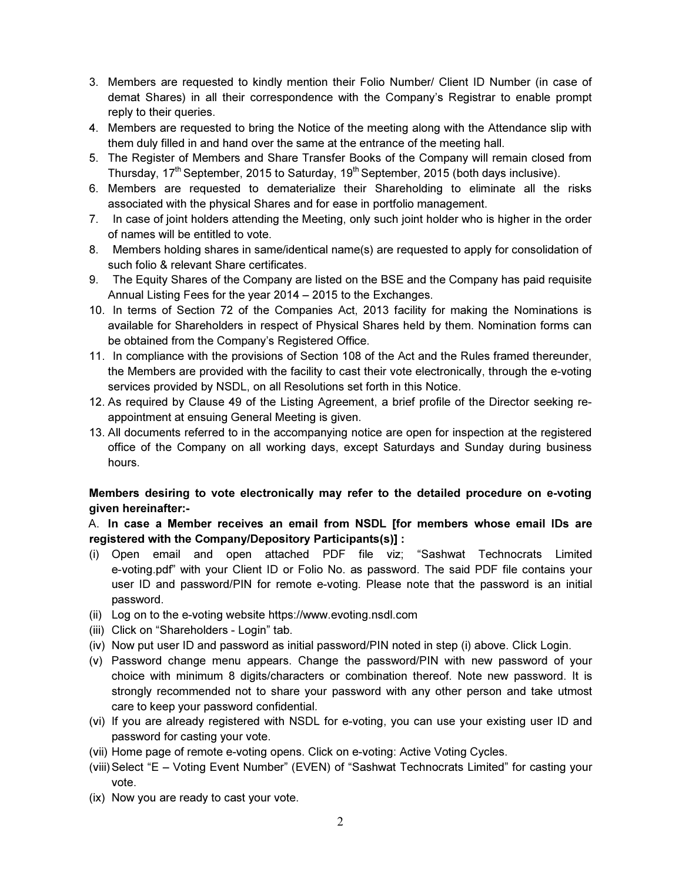3. Members are requested to kindly mention their Folio Number/ Client ID Number (in case of demat Shares) in all their correspondence with the Company's Registrar to enable prompt reply to their queries.
4. Members are requested to bring the Notice of the meeting along with the Attendance slip with them duly filled in and hand over the same at the entrance of the meeting hall.
5. The Register of Members and Share Transfer Books of the Company will remain closed from Thursday, 17th September, 2015 to Saturday, 19th September, 2015 (both days inclusive).
6. Members are requested to dematerialize their Shareholding to eliminate all the risks associated with the physical Shares and for ease in portfolio management.
7. In case of joint holders attending the Meeting, only such joint holder who is higher in the order of names will be entitled to vote.
8. Members holding shares in same/identical name(s) are requested to apply for consolidation of such folio & relevant Share certificates.
9. The Equity Shares of the Company are listed on the BSE and the Company has paid requisite Annual Listing Fees for the year 2014 – 2015 to the Exchanges.
10. In terms of Section 72 of the Companies Act, 2013 facility for making the Nominations is available for Shareholders in respect of Physical Shares held by them. Nomination forms can be obtained from the Company's Registered Office.
11. In compliance with the provisions of Section 108 of the Act and the Rules framed thereunder, the Members are provided with the facility to cast their vote electronically, through the e-voting services provided by NSDL, on all Resolutions set forth in this Notice.
12. As required by Clause 49 of the Listing Agreement, a brief profile of the Director seeking re-appointment at ensuing General Meeting is given.
13. All documents referred to in the accompanying notice are open for inspection at the registered office of the Company on all working days, except Saturdays and Sunday during business hours.

**Members desiring to vote electronically may refer to the detailed procedure on e-voting given hereinafter:-**

A. **In case a Member receives an email from NSDL [for members whose email IDs are registered with the Company/Depository Participants(s)] :**

(i) Open email and open attached PDF file viz; "Sashwat Technocrats Limited e-voting.pdf" with your Client ID or Folio No. as password. The said PDF file contains your user ID and password/PIN for remote e-voting. Please note that the password is an initial password.

(ii) Log on to the e-voting website https://www.evoting.nsdl.com

(iii) Click on "Shareholders - Login" tab.

(iv) Now put user ID and password as initial password/PIN noted in step (i) above. Click Login.

(v) Password change menu appears. Change the password/PIN with new password of your choice with minimum 8 digits/characters or combination thereof. Note new password. It is strongly recommended not to share your password with any other person and take utmost care to keep your password confidential.

(vi) If you are already registered with NSDL for e-voting, you can use your existing user ID and password for casting your vote.

(vii) Home page of remote e-voting opens. Click on e-voting: Active Voting Cycles.

(viii) Select "E – Voting Event Number" (EVEN) of "Sashwat Technocrats Limited" for casting your vote.

(ix) Now you are ready to cast your vote.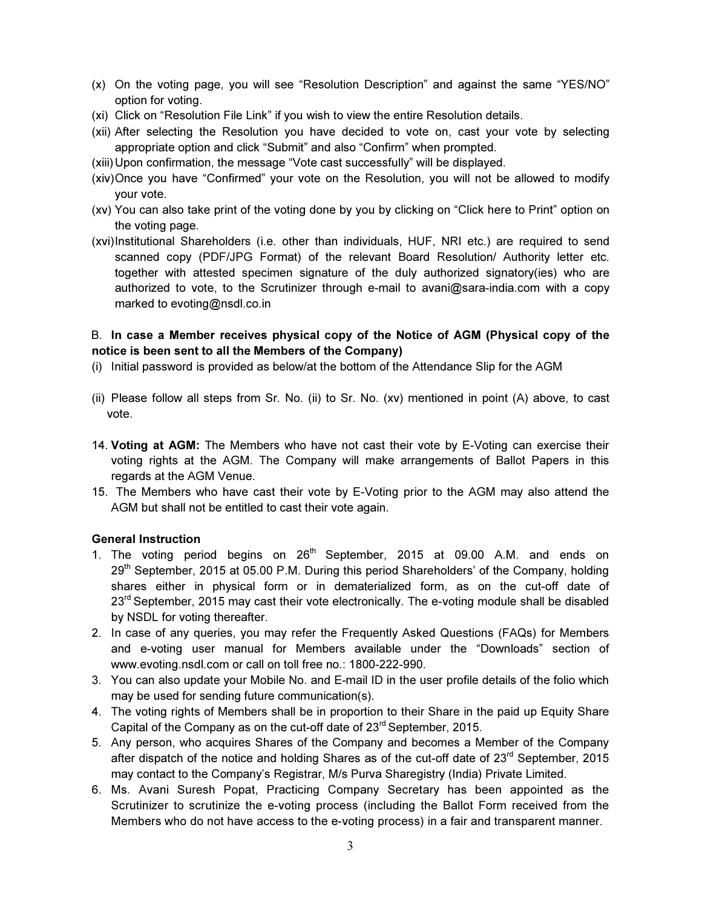(x) On the voting page, you will see "Resolution Description" and against the same "YES/NO" option for voting.

(xi) Click on "Resolution File Link" if you wish to view the entire Resolution details.

(xii) After selecting the Resolution you have decided to vote on, cast your vote by selecting appropriate option and click "Submit" and also "Confirm" when prompted.

(xiii) Upon confirmation, the message "Vote cast successfully" will be displayed.

(xiv) Once you have "Confirmed" your vote on the Resolution, you will not be allowed to modify your vote.

(xv) You can also take print of the voting done by you by clicking on "Click here to Print" option on the voting page.

(xvi) Institutional Shareholders (i.e. other than individuals, HUF, NRI etc.) are required to send scanned copy (PDF/JPG Format) of the relevant Board Resolution/ Authority letter etc. together with attested specimen signature of the duly authorized signatory(ies) who are authorized to vote, to the Scrutinizer through e-mail to avani@sara-india.com with a copy marked to evoting@nsdl.co.in

B. **In case a Member receives physical copy of the Notice of AGM (Physical copy of the notice is been sent to all the Members of the Company)**

(i) Initial password is provided as below/at the bottom of the Attendance Slip for the AGM

(ii) Please follow all steps from Sr. No. (ii) to Sr. No. (xv) mentioned in point (A) above, to cast vote.

14. **Voting at AGM:** The Members who have not cast their vote by E-Voting can exercise their voting rights at the AGM. The Company will make arrangements of Ballot Papers in this regards at the AGM Venue.
15. The Members who have cast their vote by E-Voting prior to the AGM may also attend the AGM but shall not be entitled to cast their vote again.

**General Instruction**

1. The voting period begins on 26th September, 2015 at 09.00 A.M. and ends on 29th September, 2015 at 05.00 P.M. During this period Shareholders' of the Company, holding shares either in physical form or in dematerialized form, as on the cut-off date of 23rd September, 2015 may cast their vote electronically. The e-voting module shall be disabled by NSDL for voting thereafter.
2. In case of any queries, you may refer the Frequently Asked Questions (FAQs) for Members and e-voting user manual for Members available under the "Downloads" section of www.evoting.nsdl.com or call on toll free no.: 1800-222-990.
3. You can also update your Mobile No. and E-mail ID in the user profile details of the folio which may be used for sending future communication(s).
4. The voting rights of Members shall be in proportion to their Share in the paid up Equity Share Capital of the Company as on the cut-off date of 23rd September, 2015.
5. Any person, who acquires Shares of the Company and becomes a Member of the Company after dispatch of the notice and holding Shares as of the cut-off date of 23rd September, 2015 may contact to the Company's Registrar, M/s Purva Sharegistry (India) Private Limited.
6. Ms. Avani Suresh Popat, Practicing Company Secretary has been appointed as the Scrutinizer to scrutinize the e-voting process (including the Ballot Form received from the Members who do not have access to the e-voting process) in a fair and transparent manner.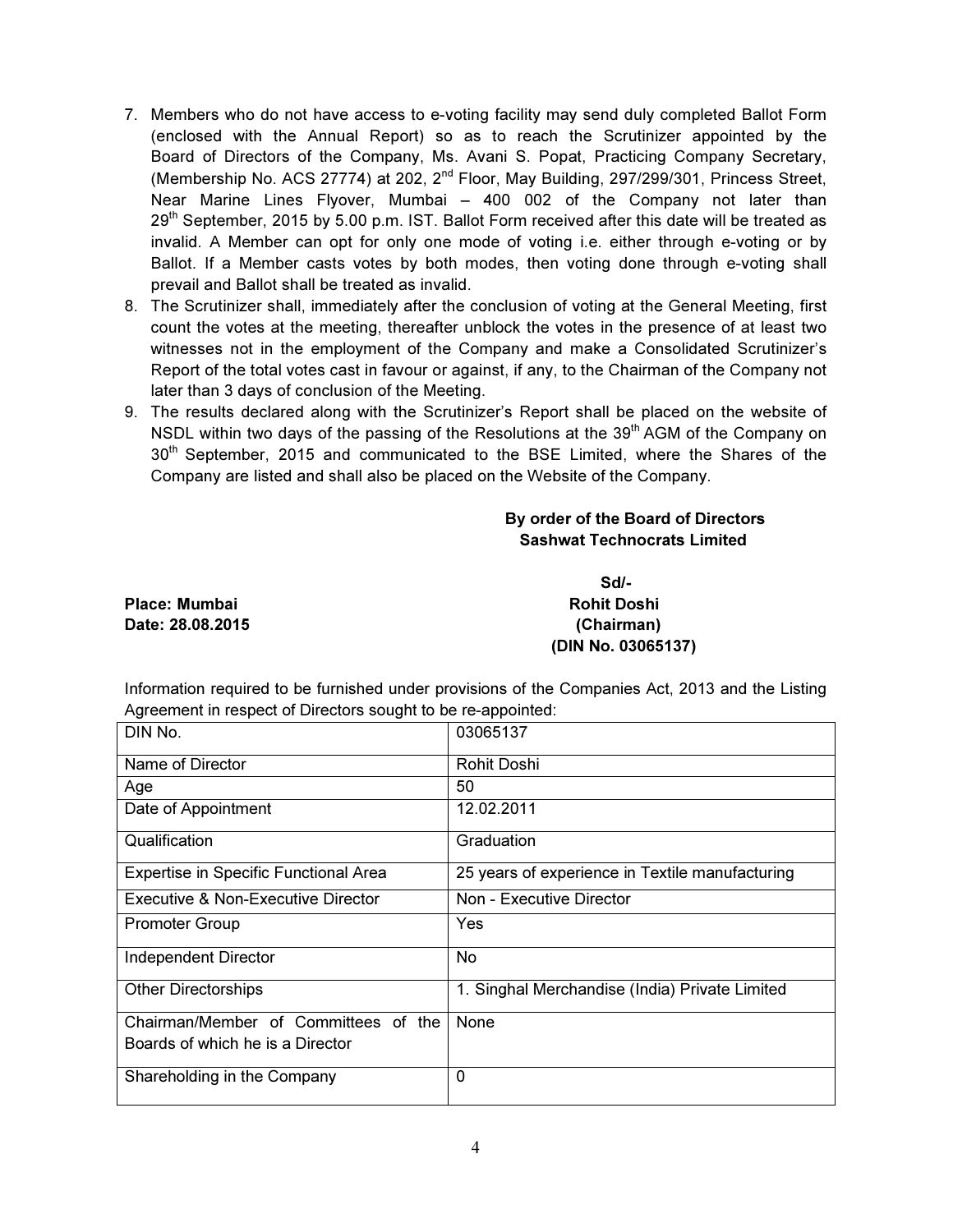7. Members who do not have access to e-voting facility may send duly completed Ballot Form (enclosed with the Annual Report) so as to reach the Scrutinizer appointed by the Board of Directors of the Company, Ms. Avani S. Popat, Practicing Company Secretary, (Membership No. ACS 27774) at 202, 2nd Floor, May Building, 297/299/301, Princess Street, Near Marine Lines Flyover, Mumbai – 400 002 of the Company not later than 29th September, 2015 by 5.00 p.m. IST. Ballot Form received after this date will be treated as invalid. A Member can opt for only one mode of voting i.e. either through e-voting or by Ballot. If a Member casts votes by both modes, then voting done through e-voting shall prevail and Ballot shall be treated as invalid.
8. The Scrutinizer shall, immediately after the conclusion of voting at the General Meeting, first count the votes at the meeting, thereafter unblock the votes in the presence of at least two witnesses not in the employment of the Company and make a Consolidated Scrutinizer's Report of the total votes cast in favour or against, if any, to the Chairman of the Company not later than 3 days of conclusion of the Meeting.
9. The results declared along with the Scrutinizer's Report shall be placed on the website of NSDL within two days of the passing of the Resolutions at the 39th AGM of the Company on 30th September, 2015 and communicated to the BSE Limited, where the Shares of the Company are listed and shall also be placed on the Website of the Company.

**By order of the Board of Directors**
**Sashwat Technocrats Limited**

**Sd/-**
**Rohit Doshi**
**(Chairman)**
**(DIN No. 03065137)**

**Place: Mumbai**
**Date: 28.08.2015**

Information required to be furnished under provisions of the Companies Act, 2013 and the Listing Agreement in respect of Directors sought to be re-appointed:

| DIN No. | 03065137 |
|---|---|
| Name of Director | Rohit Doshi |
| Age | 50 |
| Date of Appointment | 12.02.2011 |
| Qualification | Graduation |
| Expertise in Specific Functional Area | 25 years of experience in Textile manufacturing |
| Executive & Non-Executive Director | Non - Executive Director |
| Promoter Group | Yes |
| Independent Director | No |
| Other Directorships | 1. Singhal Merchandise (India) Private Limited |
| Chairman/Member of Committees of the Boards of which he is a Director | None |
| Shareholding in the Company | 0 |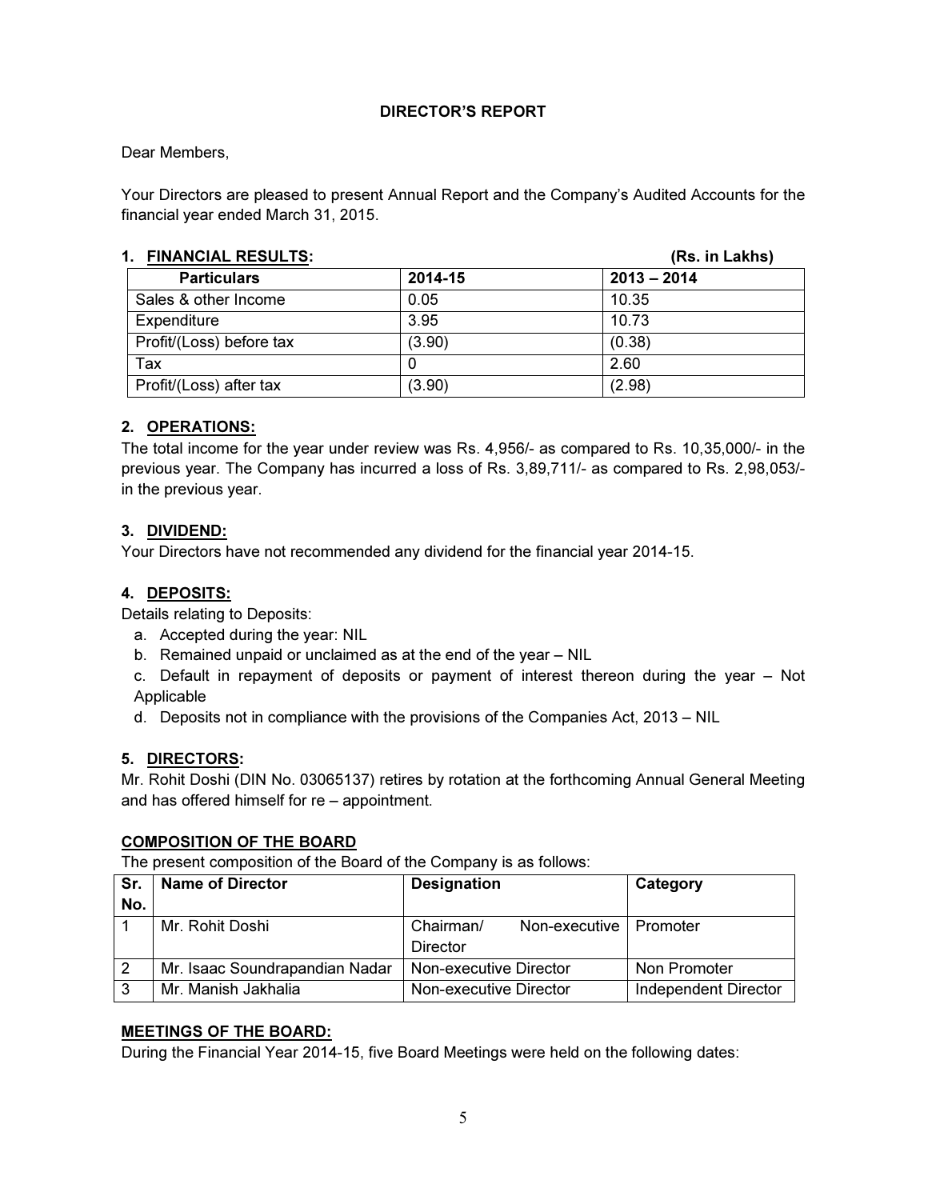**DIRECTOR'S REPORT**

Dear Members,

Your Directors are pleased to present Annual Report and the Company's Audited Accounts for the financial year ended March 31, 2015.

**1. FINANCIAL RESULTS:** **(Rs. in Lakhs)**

| Particulars | 2014-15 | 2013 – 2014 |
|---|---|---|
| Sales & other Income | 0.05 | 10.35 |
| Expenditure | 3.95 | 10.73 |
| Profit/(Loss) before tax | (3.90) | (0.38) |
| Tax | 0 | 2.60 |
| Profit/(Loss) after tax | (3.90) | (2.98) |

**2. OPERATIONS:**

The total income for the year under review was Rs. 4,956/- as compared to Rs. 10,35,000/- in the previous year. The Company has incurred a loss of Rs. 3,89,711/- as compared to Rs. 2,98,053/- in the previous year.

**3. DIVIDEND:**

Your Directors have not recommended any dividend for the financial year 2014-15.

**4. DEPOSITS:**

Details relating to Deposits:

a. Accepted during the year: NIL

b. Remained unpaid or unclaimed as at the end of the year – NIL

c. Default in repayment of deposits or payment of interest thereon during the year – Not Applicable

d. Deposits not in compliance with the provisions of the Companies Act, 2013 – NIL

**5. DIRECTORS:**

Mr. Rohit Doshi (DIN No. 03065137) retires by rotation at the forthcoming Annual General Meeting and has offered himself for re – appointment.

**COMPOSITION OF THE BOARD**

The present composition of the Board of the Company is as follows:

| Sr. No. | Name of Director | Designation | Category |
|---|---|---|---|
| 1 | Mr. Rohit Doshi | Chairman/ Non-executive Director | Promoter |
| 2 | Mr. Isaac Soundrapandian Nadar | Non-executive Director | Non Promoter |
| 3 | Mr. Manish Jakhalia | Non-executive Director | Independent Director |

**MEETINGS OF THE BOARD:**

During the Financial Year 2014-15, five Board Meetings were held on the following dates: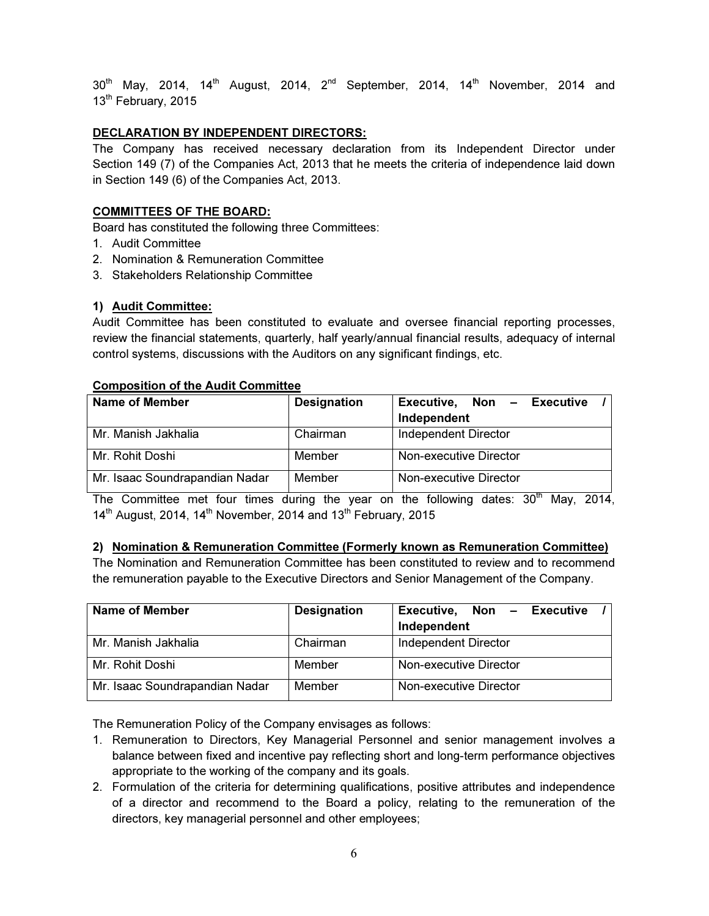30th May, 2014, 14th August, 2014, 2nd September, 2014, 14th November, 2014 and 13th February, 2015

**DECLARATION BY INDEPENDENT DIRECTORS:**

The Company has received necessary declaration from its Independent Director under Section 149 (7) of the Companies Act, 2013 that he meets the criteria of independence laid down in Section 149 (6) of the Companies Act, 2013.

**COMMITTEES OF THE BOARD:**

Board has constituted the following three Committees:

1. Audit Committee
2. Nomination & Remuneration Committee
3. Stakeholders Relationship Committee

**1) Audit Committee:**

Audit Committee has been constituted to evaluate and oversee financial reporting processes, review the financial statements, quarterly, half yearly/annual financial results, adequacy of internal control systems, discussions with the Auditors on any significant findings, etc.

**Composition of the Audit Committee**

| Name of Member | Designation | Executive, Non – Executive / Independent |
|---|---|---|
| Mr. Manish Jakhalia | Chairman | Independent Director |
| Mr. Rohit Doshi | Member | Non-executive Director |
| Mr. Isaac Soundrapandian Nadar | Member | Non-executive Director |

The Committee met four times during the year on the following dates: 30th May, 2014, 14th August, 2014, 14th November, 2014 and 13th February, 2015

**2) Nomination & Remuneration Committee (Formerly known as Remuneration Committee)**

The Nomination and Remuneration Committee has been constituted to review and to recommend the remuneration payable to the Executive Directors and Senior Management of the Company.

| Name of Member | Designation | Executive, Non – Executive / Independent |
|---|---|---|
| Mr. Manish Jakhalia | Chairman | Independent Director |
| Mr. Rohit Doshi | Member | Non-executive Director |
| Mr. Isaac Soundrapandian Nadar | Member | Non-executive Director |

The Remuneration Policy of the Company envisages as follows:

1. Remuneration to Directors, Key Managerial Personnel and senior management involves a balance between fixed and incentive pay reflecting short and long-term performance objectives appropriate to the working of the company and its goals.
2. Formulation of the criteria for determining qualifications, positive attributes and independence of a director and recommend to the Board a policy, relating to the remuneration of the directors, key managerial personnel and other employees;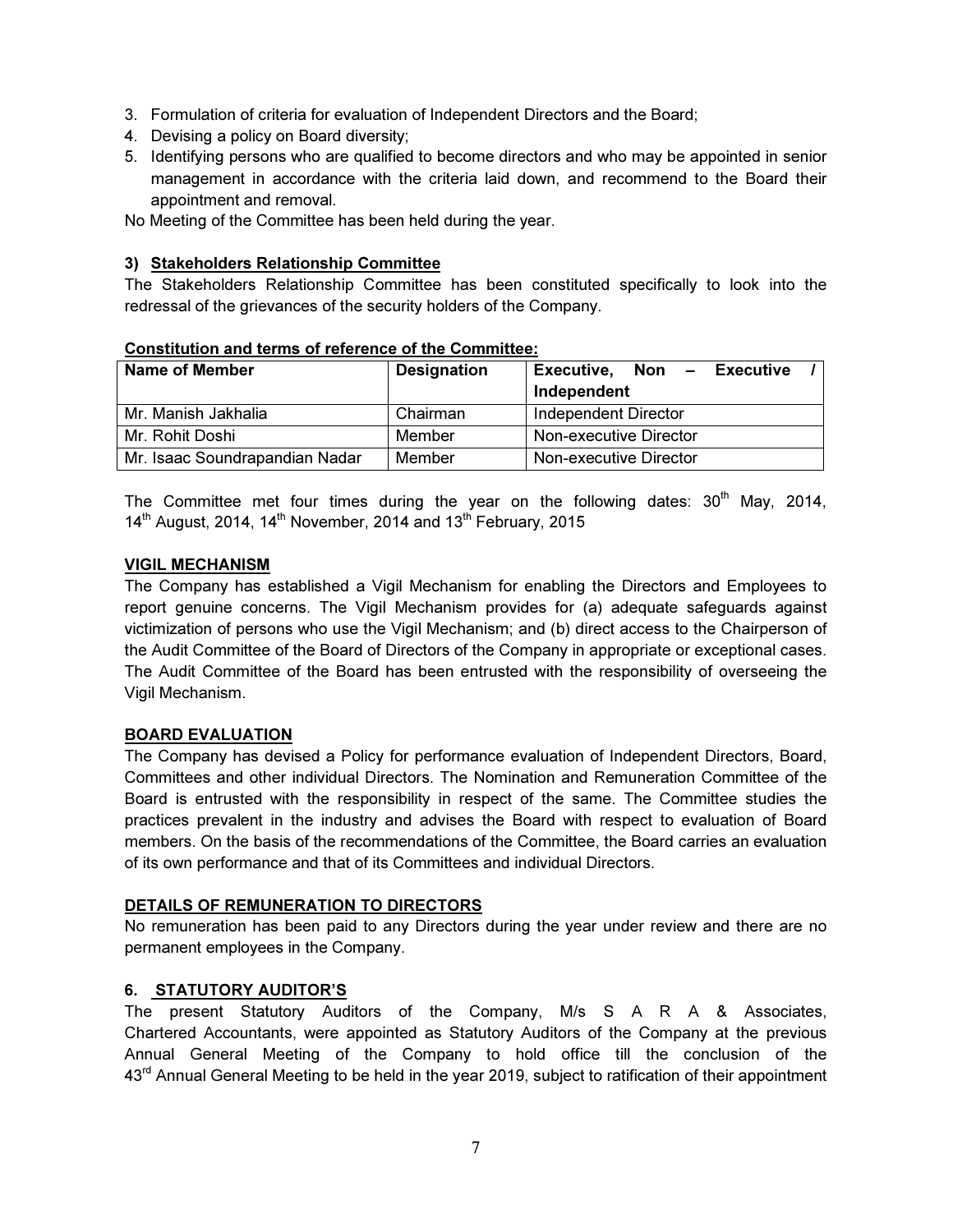3. Formulation of criteria for evaluation of Independent Directors and the Board;
4. Devising a policy on Board diversity;
5. Identifying persons who are qualified to become directors and who may be appointed in senior management in accordance with the criteria laid down, and recommend to the Board their appointment and removal.

No Meeting of the Committee has been held during the year.

### 3) Stakeholders Relationship Committee

The Stakeholders Relationship Committee has been constituted specifically to look into the redressal of the grievances of the security holders of the Company.

**Constitution and terms of reference of the Committee:**

| Name of Member | Designation | Executive, Non – Executive / Independent |
|---|---|---|
| Mr. Manish Jakhalia | Chairman | Independent Director |
| Mr. Rohit Doshi | Member | Non-executive Director |
| Mr. Isaac Soundrapandian Nadar | Member | Non-executive Director |

The Committee met four times during the year on the following dates: 30th May, 2014, 14th August, 2014, 14th November, 2014 and 13th February, 2015

## VIGIL MECHANISM

The Company has established a Vigil Mechanism for enabling the Directors and Employees to report genuine concerns. The Vigil Mechanism provides for (a) adequate safeguards against victimization of persons who use the Vigil Mechanism; and (b) direct access to the Chairperson of the Audit Committee of the Board of Directors of the Company in appropriate or exceptional cases. The Audit Committee of the Board has been entrusted with the responsibility of overseeing the Vigil Mechanism.

## BOARD EVALUATION

The Company has devised a Policy for performance evaluation of Independent Directors, Board, Committees and other individual Directors. The Nomination and Remuneration Committee of the Board is entrusted with the responsibility in respect of the same. The Committee studies the practices prevalent in the industry and advises the Board with respect to evaluation of Board members. On the basis of the recommendations of the Committee, the Board carries an evaluation of its own performance and that of its Committees and individual Directors.

## DETAILS OF REMUNERATION TO DIRECTORS

No remuneration has been paid to any Directors during the year under review and there are no permanent employees in the Company.

## 6. STATUTORY AUDITOR'S

The present Statutory Auditors of the Company, M/s S A R A & Associates, Chartered Accountants, were appointed as Statutory Auditors of the Company at the previous Annual General Meeting of the Company to hold office till the conclusion of the 43rd Annual General Meeting to be held in the year 2019, subject to ratification of their appointment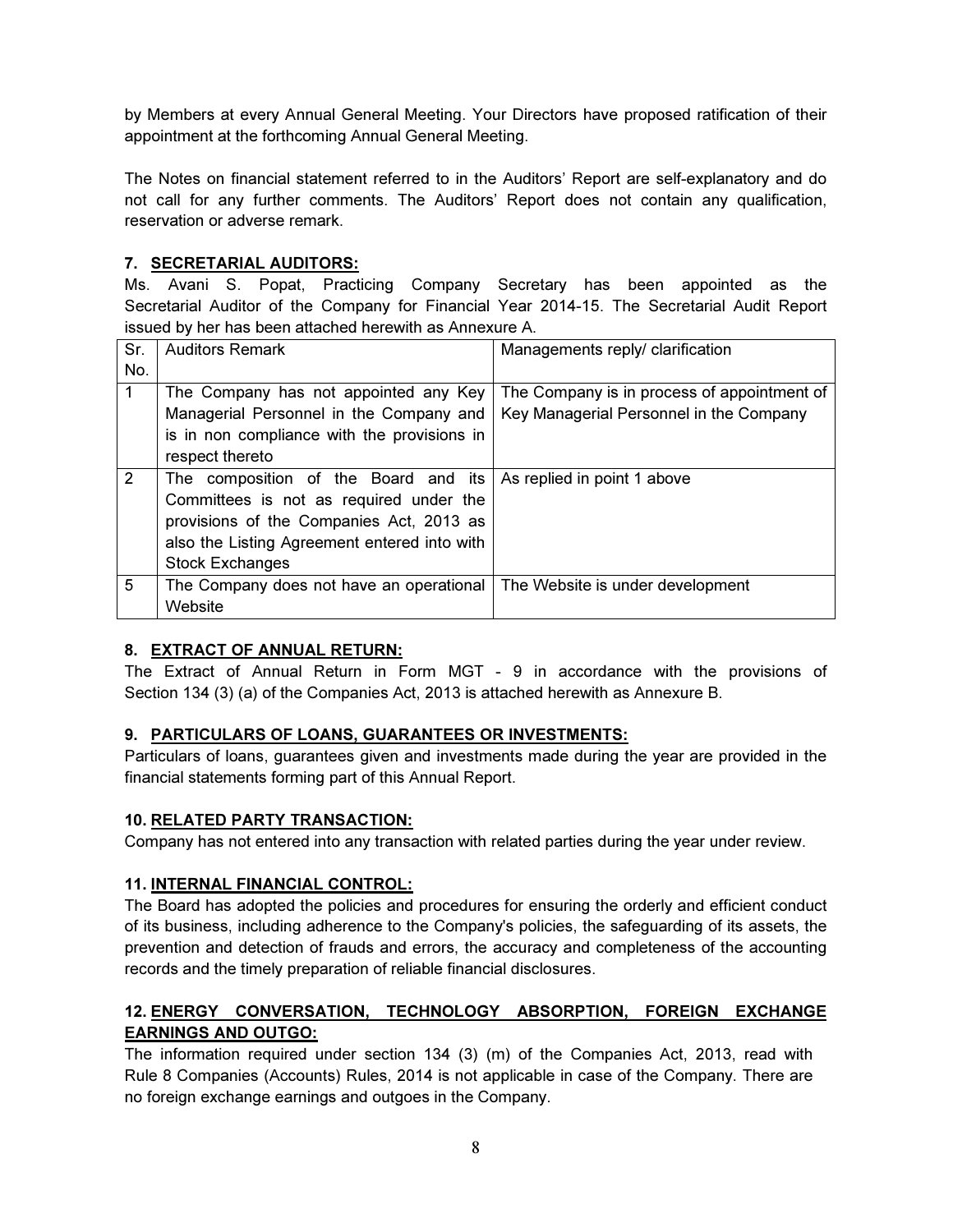by Members at every Annual General Meeting. Your Directors have proposed ratification of their appointment at the forthcoming Annual General Meeting.

The Notes on financial statement referred to in the Auditors' Report are self-explanatory and do not call for any further comments. The Auditors' Report does not contain any qualification, reservation or adverse remark.

### 7. SECRETARIAL AUDITORS:

Ms. Avani S. Popat, Practicing Company Secretary has been appointed as the Secretarial Auditor of the Company for Financial Year 2014-15. The Secretarial Audit Report issued by her has been attached herewith as Annexure A.

| Sr. No. | Auditors Remark | Managements reply/ clarification |
|---|---|---|
| 1 | The Company has not appointed any Key Managerial Personnel in the Company and is in non compliance with the provisions in respect thereto | The Company is in process of appointment of Key Managerial Personnel in the Company |
| 2 | The composition of the Board and its Committees is not as required under the provisions of the Companies Act, 2013 as also the Listing Agreement entered into with Stock Exchanges | As replied in point 1 above |
| 5 | The Company does not have an operational Website | The Website is under development |

### 8. EXTRACT OF ANNUAL RETURN:

The Extract of Annual Return in Form MGT - 9 in accordance with the provisions of Section 134 (3) (a) of the Companies Act, 2013 is attached herewith as Annexure B.

### 9. PARTICULARS OF LOANS, GUARANTEES OR INVESTMENTS:

Particulars of loans, guarantees given and investments made during the year are provided in the financial statements forming part of this Annual Report.

### 10. RELATED PARTY TRANSACTION:

Company has not entered into any transaction with related parties during the year under review.

### 11. INTERNAL FINANCIAL CONTROL:

The Board has adopted the policies and procedures for ensuring the orderly and efficient conduct of its business, including adherence to the Company's policies, the safeguarding of its assets, the prevention and detection of frauds and errors, the accuracy and completeness of the accounting records and the timely preparation of reliable financial disclosures.

### 12. ENERGY CONVERSATION, TECHNOLOGY ABSORPTION, FOREIGN EXCHANGE EARNINGS AND OUTGO:

The information required under section 134 (3) (m) of the Companies Act, 2013, read with Rule 8 Companies (Accounts) Rules, 2014 is not applicable in case of the Company. There are no foreign exchange earnings and outgoes in the Company.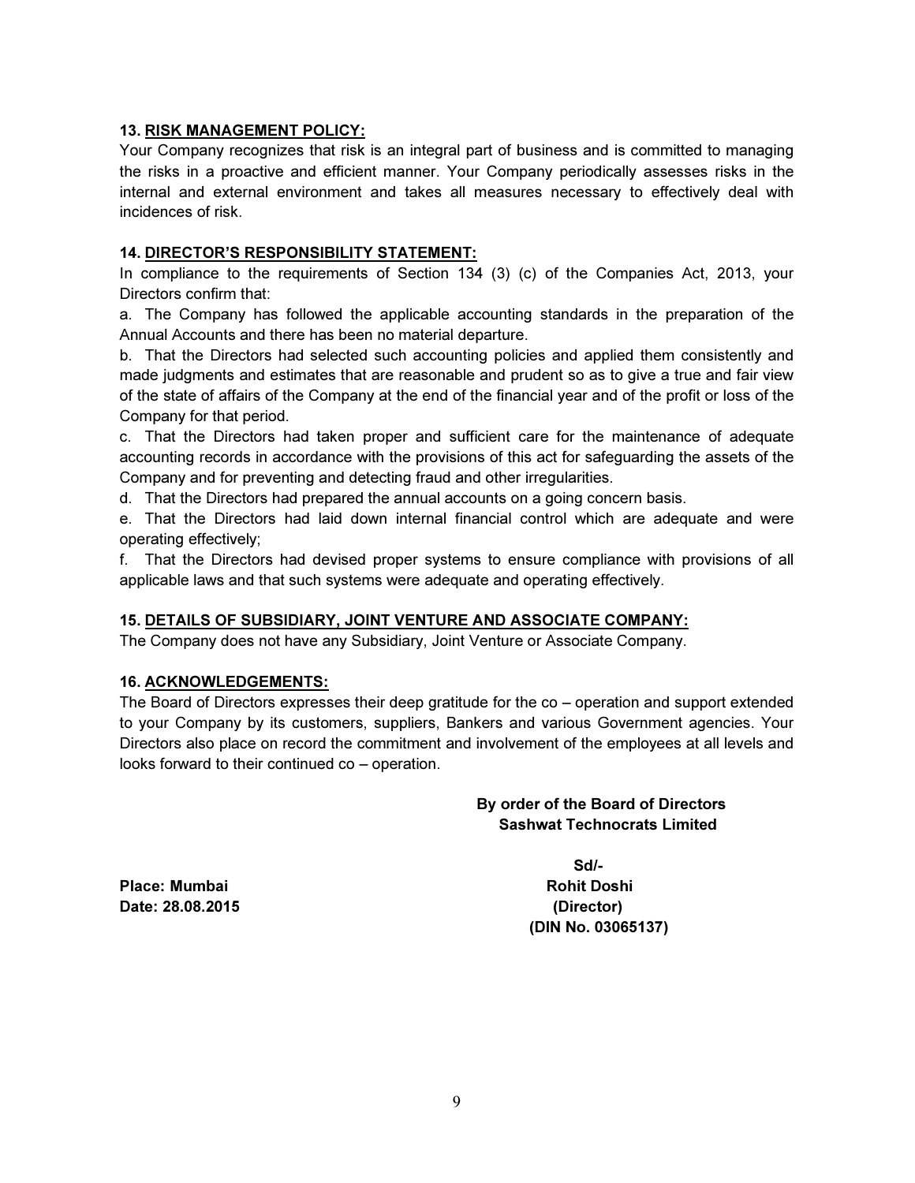**13. RISK MANAGEMENT POLICY:**

Your Company recognizes that risk is an integral part of business and is committed to managing the risks in a proactive and efficient manner. Your Company periodically assesses risks in the internal and external environment and takes all measures necessary to effectively deal with incidences of risk.

**14. DIRECTOR'S RESPONSIBILITY STATEMENT:**

In compliance to the requirements of Section 134 (3) (c) of the Companies Act, 2013, your Directors confirm that:

a. The Company has followed the applicable accounting standards in the preparation of the Annual Accounts and there has been no material departure.

b. That the Directors had selected such accounting policies and applied them consistently and made judgments and estimates that are reasonable and prudent so as to give a true and fair view of the state of affairs of the Company at the end of the financial year and of the profit or loss of the Company for that period.

c. That the Directors had taken proper and sufficient care for the maintenance of adequate accounting records in accordance with the provisions of this act for safeguarding the assets of the Company and for preventing and detecting fraud and other irregularities.

d. That the Directors had prepared the annual accounts on a going concern basis.

e. That the Directors had laid down internal financial control which are adequate and were operating effectively;

f. That the Directors had devised proper systems to ensure compliance with provisions of all applicable laws and that such systems were adequate and operating effectively.

**15. DETAILS OF SUBSIDIARY, JOINT VENTURE AND ASSOCIATE COMPANY:**

The Company does not have any Subsidiary, Joint Venture or Associate Company.

**16. ACKNOWLEDGEMENTS:**

The Board of Directors expresses their deep gratitude for the co – operation and support extended to your Company by its customers, suppliers, Bankers and various Government agencies. Your Directors also place on record the commitment and involvement of the employees at all levels and looks forward to their continued co – operation.

**By order of the Board of Directors**
**Sashwat Technocrats Limited**

**Sd/-**
**Rohit Doshi**
**(Director)**
**(DIN No. 03065137)**

**Place: Mumbai**
**Date: 28.08.2015**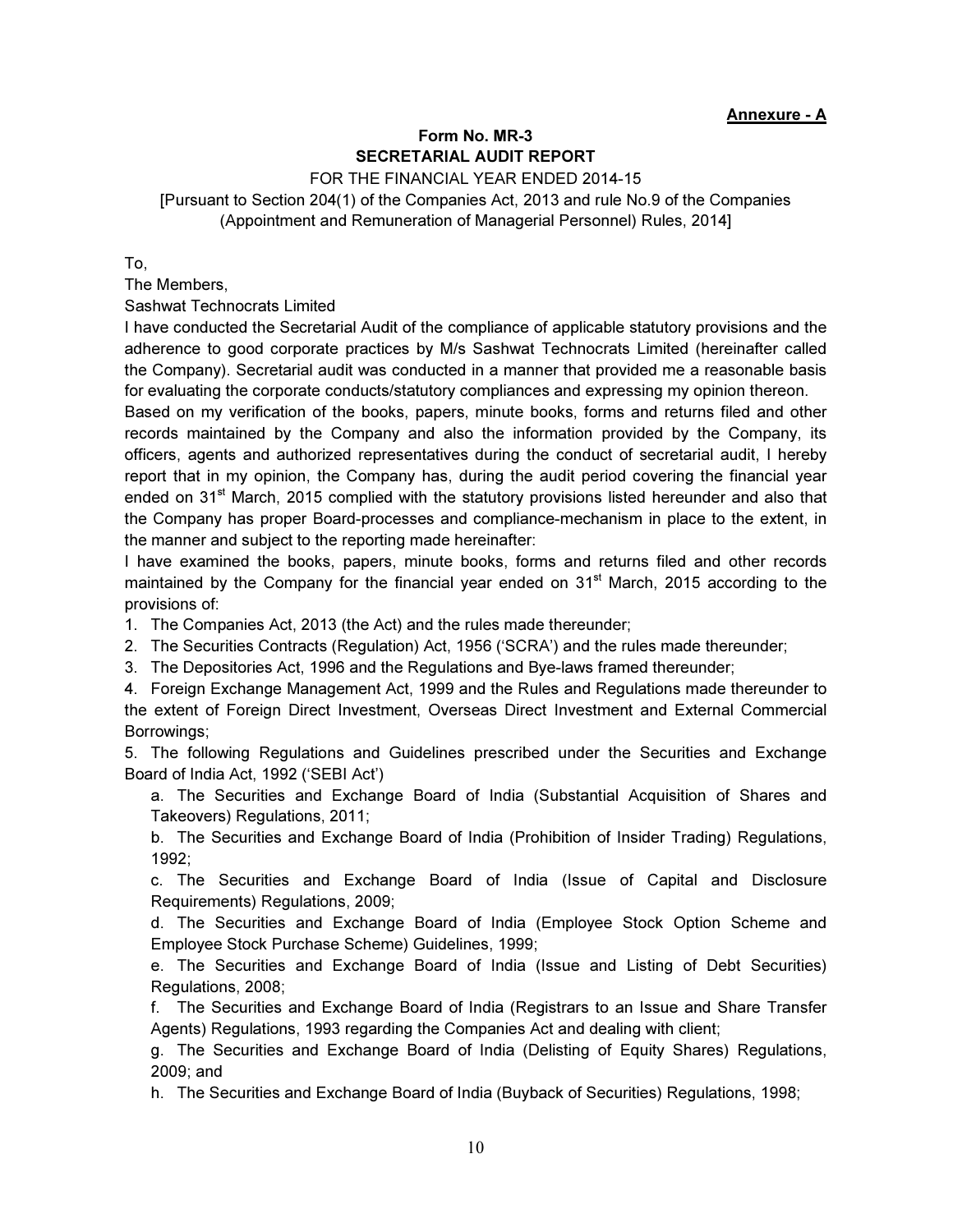**Annexure - A**

## Form No. MR-3
## SECRETARIAL AUDIT REPORT

FOR THE FINANCIAL YEAR ENDED 2014-15

[Pursuant to Section 204(1) of the Companies Act, 2013 and rule No.9 of the Companies (Appointment and Remuneration of Managerial Personnel) Rules, 2014]

To,

The Members,

Sashwat Technocrats Limited

I have conducted the Secretarial Audit of the compliance of applicable statutory provisions and the adherence to good corporate practices by M/s Sashwat Technocrats Limited (hereinafter called the Company). Secretarial audit was conducted in a manner that provided me a reasonable basis for evaluating the corporate conducts/statutory compliances and expressing my opinion thereon.

Based on my verification of the books, papers, minute books, forms and returns filed and other records maintained by the Company and also the information provided by the Company, its officers, agents and authorized representatives during the conduct of secretarial audit, I hereby report that in my opinion, the Company has, during the audit period covering the financial year ended on 31st March, 2015 complied with the statutory provisions listed hereunder and also that the Company has proper Board-processes and compliance-mechanism in place to the extent, in the manner and subject to the reporting made hereinafter:

I have examined the books, papers, minute books, forms and returns filed and other records maintained by the Company for the financial year ended on 31st March, 2015 according to the provisions of:

1. The Companies Act, 2013 (the Act) and the rules made thereunder;
2. The Securities Contracts (Regulation) Act, 1956 ('SCRA') and the rules made thereunder;
3. The Depositories Act, 1996 and the Regulations and Bye-laws framed thereunder;
4. Foreign Exchange Management Act, 1999 and the Rules and Regulations made thereunder to the extent of Foreign Direct Investment, Overseas Direct Investment and External Commercial Borrowings;
5. The following Regulations and Guidelines prescribed under the Securities and Exchange Board of India Act, 1992 ('SEBI Act')
   a. The Securities and Exchange Board of India (Substantial Acquisition of Shares and Takeovers) Regulations, 2011;
   b. The Securities and Exchange Board of India (Prohibition of Insider Trading) Regulations, 1992;
   c. The Securities and Exchange Board of India (Issue of Capital and Disclosure Requirements) Regulations, 2009;
   d. The Securities and Exchange Board of India (Employee Stock Option Scheme and Employee Stock Purchase Scheme) Guidelines, 1999;
   e. The Securities and Exchange Board of India (Issue and Listing of Debt Securities) Regulations, 2008;
   f. The Securities and Exchange Board of India (Registrars to an Issue and Share Transfer Agents) Regulations, 1993 regarding the Companies Act and dealing with client;
   g. The Securities and Exchange Board of India (Delisting of Equity Shares) Regulations, 2009; and
   h. The Securities and Exchange Board of India (Buyback of Securities) Regulations, 1998;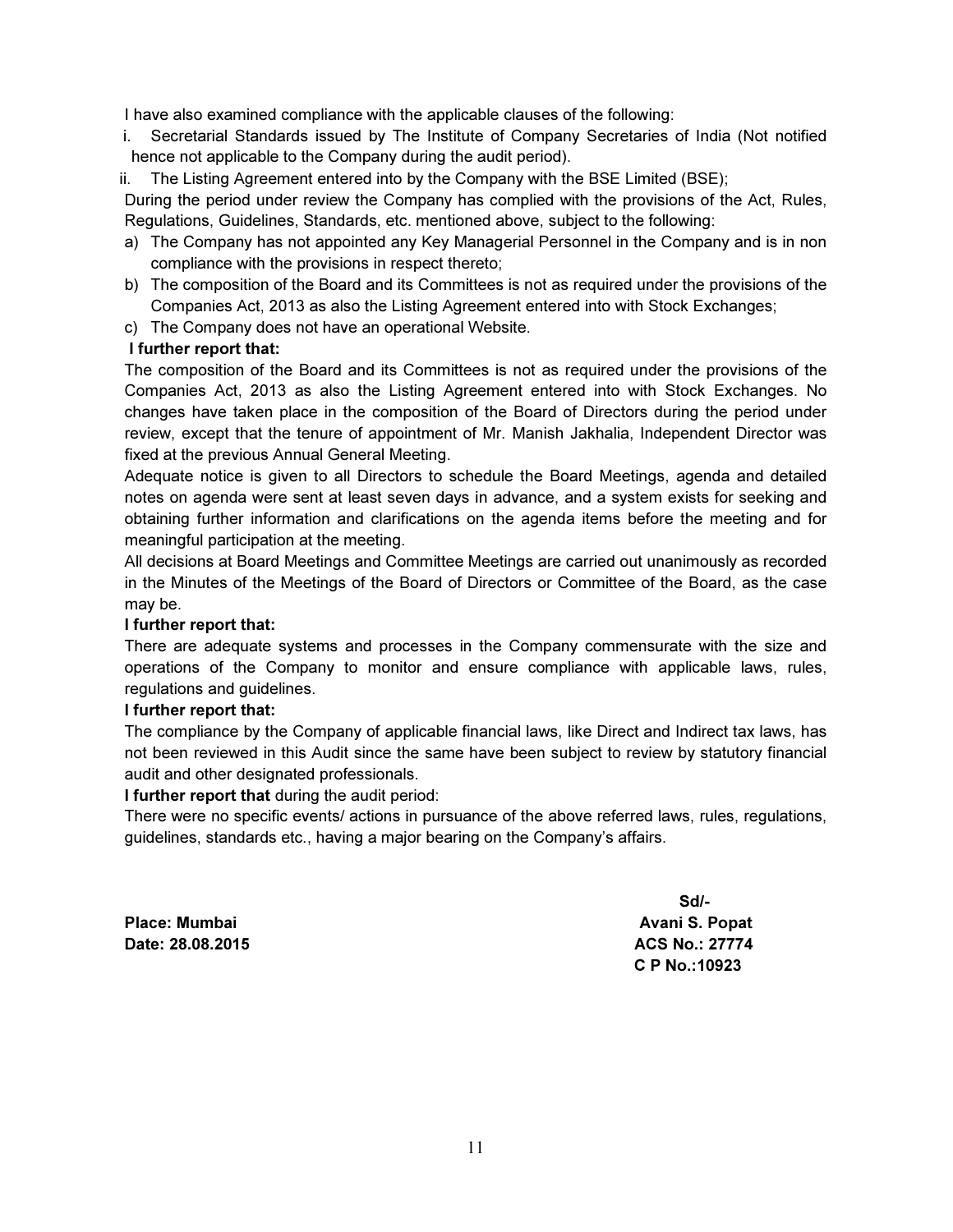I have also examined compliance with the applicable clauses of the following:

i. Secretarial Standards issued by The Institute of Company Secretaries of India (Not notified hence not applicable to the Company during the audit period).

ii. The Listing Agreement entered into by the Company with the BSE Limited (BSE);

During the period under review the Company has complied with the provisions of the Act, Rules, Regulations, Guidelines, Standards, etc. mentioned above, subject to the following:

a) The Company has not appointed any Key Managerial Personnel in the Company and is in non compliance with the provisions in respect thereto;
b) The composition of the Board and its Committees is not as required under the provisions of the Companies Act, 2013 as also the Listing Agreement entered into with Stock Exchanges;
c) The Company does not have an operational Website.

**I further report that:**

The composition of the Board and its Committees is not as required under the provisions of the Companies Act, 2013 as also the Listing Agreement entered into with Stock Exchanges. No changes have taken place in the composition of the Board of Directors during the period under review, except that the tenure of appointment of Mr. Manish Jakhalia, Independent Director was fixed at the previous Annual General Meeting.

Adequate notice is given to all Directors to schedule the Board Meetings, agenda and detailed notes on agenda were sent at least seven days in advance, and a system exists for seeking and obtaining further information and clarifications on the agenda items before the meeting and for meaningful participation at the meeting.

All decisions at Board Meetings and Committee Meetings are carried out unanimously as recorded in the Minutes of the Meetings of the Board of Directors or Committee of the Board, as the case may be.

**I further report that:**

There are adequate systems and processes in the Company commensurate with the size and operations of the Company to monitor and ensure compliance with applicable laws, rules, regulations and guidelines.

**I further report that:**

The compliance by the Company of applicable financial laws, like Direct and Indirect tax laws, has not been reviewed in this Audit since the same have been subject to review by statutory financial audit and other designated professionals.

**I further report that** during the audit period:

There were no specific events/ actions in pursuance of the above referred laws, rules, regulations, guidelines, standards etc., having a major bearing on the Company's affairs.

**Sd/-**

**Place: Mumbai** — **Avani S. Popat**

**Date: 28.08.2015** — **ACS No.: 27774**

**C P No.:10923**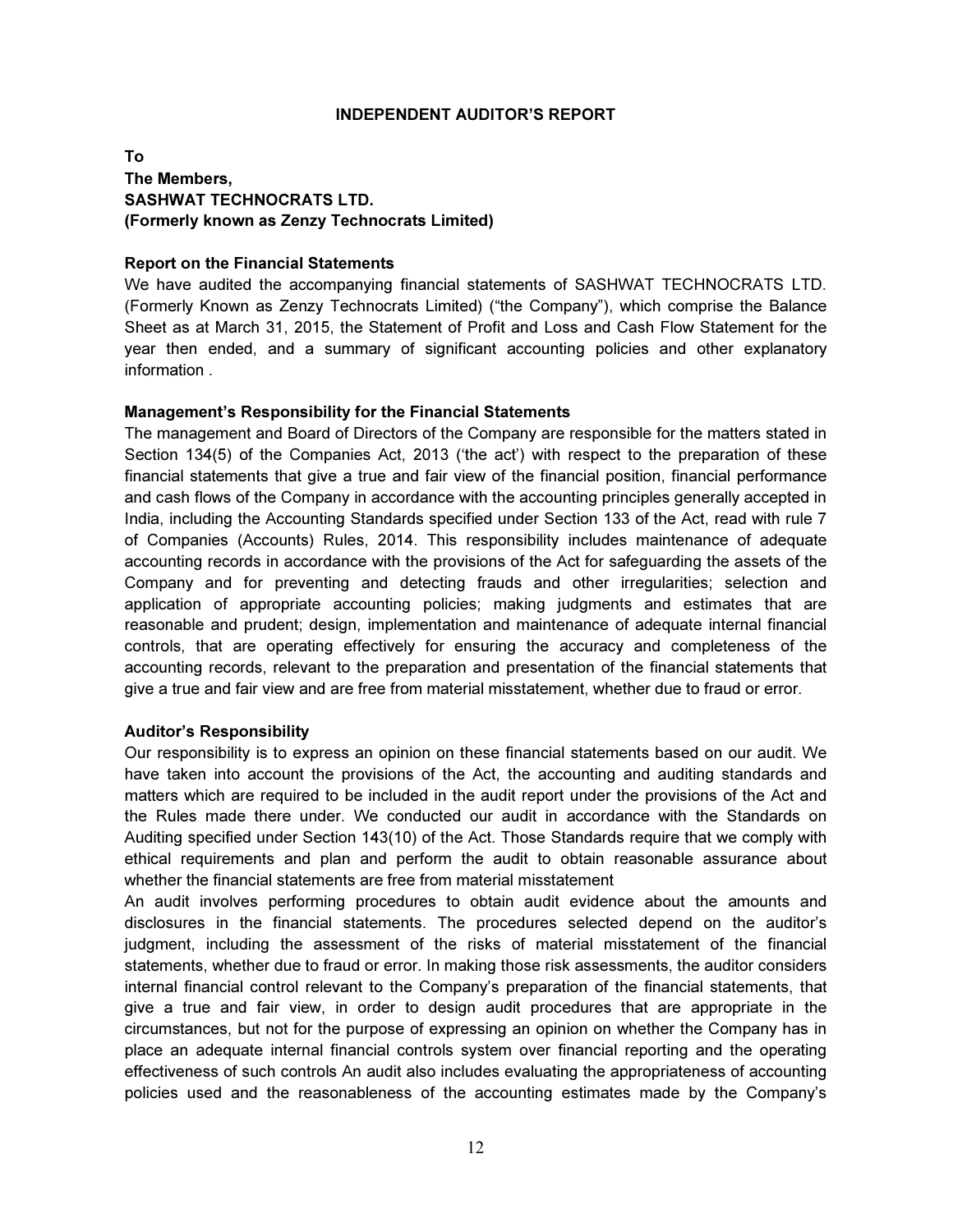# INDEPENDENT AUDITOR'S REPORT

**To**
**The Members,**
**SASHWAT TECHNOCRATS LTD.**
**(Formerly known as Zenzy Technocrats Limited)**

**Report on the Financial Statements**

We have audited the accompanying financial statements of SASHWAT TECHNOCRATS LTD. (Formerly Known as Zenzy Technocrats Limited) ("the Company"), which comprise the Balance Sheet as at March 31, 2015, the Statement of Profit and Loss and Cash Flow Statement for the year then ended, and a summary of significant accounting policies and other explanatory information .

**Management's Responsibility for the Financial Statements**

The management and Board of Directors of the Company are responsible for the matters stated in Section 134(5) of the Companies Act, 2013 ('the act') with respect to the preparation of these financial statements that give a true and fair view of the financial position, financial performance and cash flows of the Company in accordance with the accounting principles generally accepted in India, including the Accounting Standards specified under Section 133 of the Act, read with rule 7 of Companies (Accounts) Rules, 2014. This responsibility includes maintenance of adequate accounting records in accordance with the provisions of the Act for safeguarding the assets of the Company and for preventing and detecting frauds and other irregularities; selection and application of appropriate accounting policies; making judgments and estimates that are reasonable and prudent; design, implementation and maintenance of adequate internal financial controls, that are operating effectively for ensuring the accuracy and completeness of the accounting records, relevant to the preparation and presentation of the financial statements that give a true and fair view and are free from material misstatement, whether due to fraud or error.

**Auditor's Responsibility**

Our responsibility is to express an opinion on these financial statements based on our audit. We have taken into account the provisions of the Act, the accounting and auditing standards and matters which are required to be included in the audit report under the provisions of the Act and the Rules made there under. We conducted our audit in accordance with the Standards on Auditing specified under Section 143(10) of the Act. Those Standards require that we comply with ethical requirements and plan and perform the audit to obtain reasonable assurance about whether the financial statements are free from material misstatement

An audit involves performing procedures to obtain audit evidence about the amounts and disclosures in the financial statements. The procedures selected depend on the auditor's judgment, including the assessment of the risks of material misstatement of the financial statements, whether due to fraud or error. In making those risk assessments, the auditor considers internal financial control relevant to the Company's preparation of the financial statements, that give a true and fair view, in order to design audit procedures that are appropriate in the circumstances, but not for the purpose of expressing an opinion on whether the Company has in place an adequate internal financial controls system over financial reporting and the operating effectiveness of such controls An audit also includes evaluating the appropriateness of accounting policies used and the reasonableness of the accounting estimates made by the Company's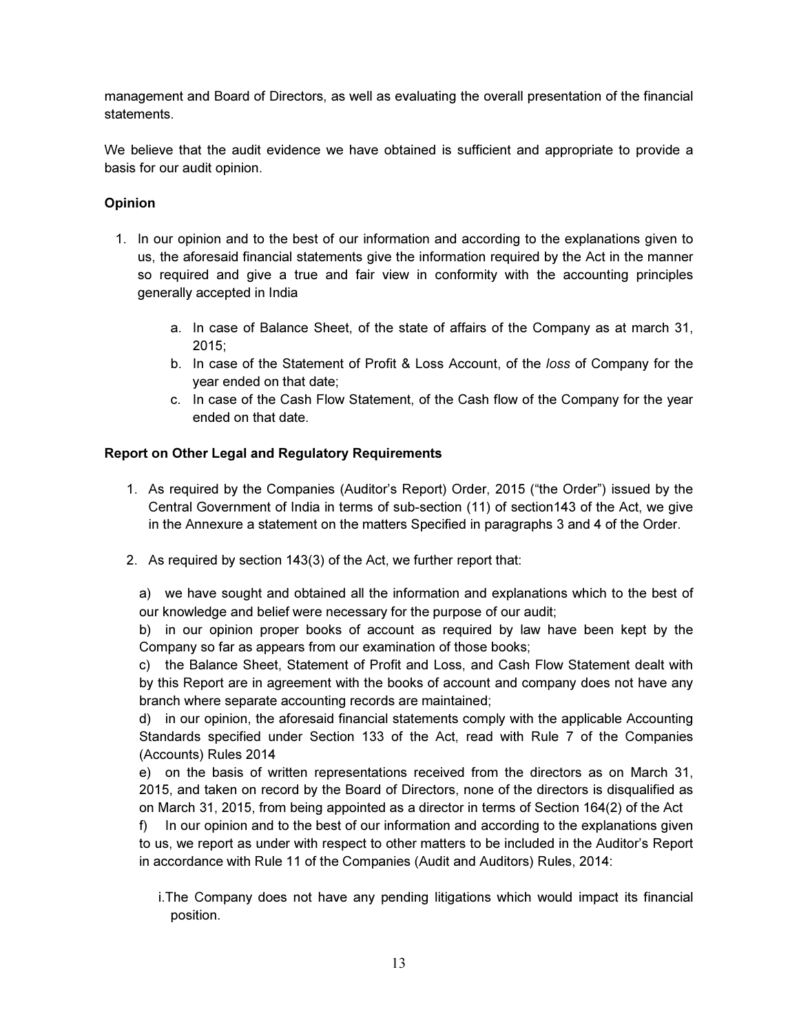management and Board of Directors, as well as evaluating the overall presentation of the financial statements.

We believe that the audit evidence we have obtained is sufficient and appropriate to provide a basis for our audit opinion.

**Opinion**

1. In our opinion and to the best of our information and according to the explanations given to us, the aforesaid financial statements give the information required by the Act in the manner so required and give a true and fair view in conformity with the accounting principles generally accepted in India

    a. In case of Balance Sheet, of the state of affairs of the Company as at march 31, 2015;
    b. In case of the Statement of Profit & Loss Account, of the *loss* of Company for the year ended on that date;
    c. In case of the Cash Flow Statement, of the Cash flow of the Company for the year ended on that date.

**Report on Other Legal and Regulatory Requirements**

1. As required by the Companies (Auditor's Report) Order, 2015 ("the Order") issued by the Central Government of India in terms of sub-section (11) of section143 of the Act, we give in the Annexure a statement on the matters Specified in paragraphs 3 and 4 of the Order.

2. As required by section 143(3) of the Act, we further report that:

   a) we have sought and obtained all the information and explanations which to the best of our knowledge and belief were necessary for the purpose of our audit;
   b) in our opinion proper books of account as required by law have been kept by the Company so far as appears from our examination of those books;
   c) the Balance Sheet, Statement of Profit and Loss, and Cash Flow Statement dealt with by this Report are in agreement with the books of account and company does not have any branch where separate accounting records are maintained;
   d) in our opinion, the aforesaid financial statements comply with the applicable Accounting Standards specified under Section 133 of the Act, read with Rule 7 of the Companies (Accounts) Rules 2014
   e) on the basis of written representations received from the directors as on March 31, 2015, and taken on record by the Board of Directors, none of the directors is disqualified as on March 31, 2015, from being appointed as a director in terms of Section 164(2) of the Act
   f) In our opinion and to the best of our information and according to the explanations given to us, we report as under with respect to other matters to be included in the Auditor's Report in accordance with Rule 11 of the Companies (Audit and Auditors) Rules, 2014:

      i. The Company does not have any pending litigations which would impact its financial position.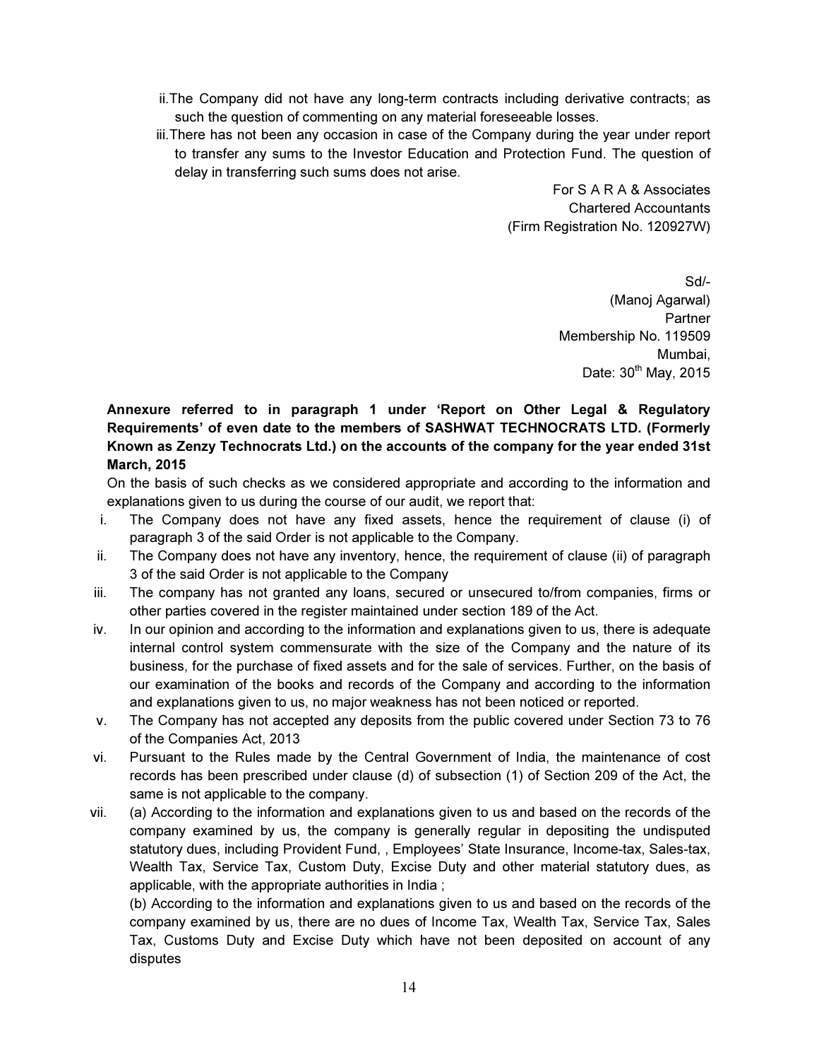ii. The Company did not have any long-term contracts including derivative contracts; as such the question of commenting on any material foreseeable losses.

iii. There has not been any occasion in case of the Company during the year under report to transfer any sums to the Investor Education and Protection Fund. The question of delay in transferring such sums does not arise.

For S A R A & Associates
Chartered Accountants
(Firm Registration No. 120927W)

Sd/-
(Manoj Agarwal)
Partner
Membership No. 119509
Mumbai,
Date: 30th May, 2015

**Annexure referred to in paragraph 1 under 'Report on Other Legal & Regulatory Requirements' of even date to the members of SASHWAT TECHNOCRATS LTD. (Formerly Known as Zenzy Technocrats Ltd.) on the accounts of the company for the year ended 31st March, 2015**

On the basis of such checks as we considered appropriate and according to the information and explanations given to us during the course of our audit, we report that:

i. The Company does not have any fixed assets, hence the requirement of clause (i) of paragraph 3 of the said Order is not applicable to the Company.

ii. The Company does not have any inventory, hence, the requirement of clause (ii) of paragraph 3 of the said Order is not applicable to the Company

iii. The company has not granted any loans, secured or unsecured to/from companies, firms or other parties covered in the register maintained under section 189 of the Act.

iv. In our opinion and according to the information and explanations given to us, there is adequate internal control system commensurate with the size of the Company and the nature of its business, for the purchase of fixed assets and for the sale of services. Further, on the basis of our examination of the books and records of the Company and according to the information and explanations given to us, no major weakness has not been noticed or reported.

v. The Company has not accepted any deposits from the public covered under Section 73 to 76 of the Companies Act, 2013

vi. Pursuant to the Rules made by the Central Government of India, the maintenance of cost records has been prescribed under clause (d) of subsection (1) of Section 209 of the Act, the same is not applicable to the company.

vii. (a) According to the information and explanations given to us and based on the records of the company examined by us, the company is generally regular in depositing the undisputed statutory dues, including Provident Fund, , Employees' State Insurance, Income-tax, Sales-tax, Wealth Tax, Service Tax, Custom Duty, Excise Duty and other material statutory dues, as applicable, with the appropriate authorities in India ;

(b) According to the information and explanations given to us and based on the records of the company examined by us, there are no dues of Income Tax, Wealth Tax, Service Tax, Sales Tax, Customs Duty and Excise Duty which have not been deposited on account of any disputes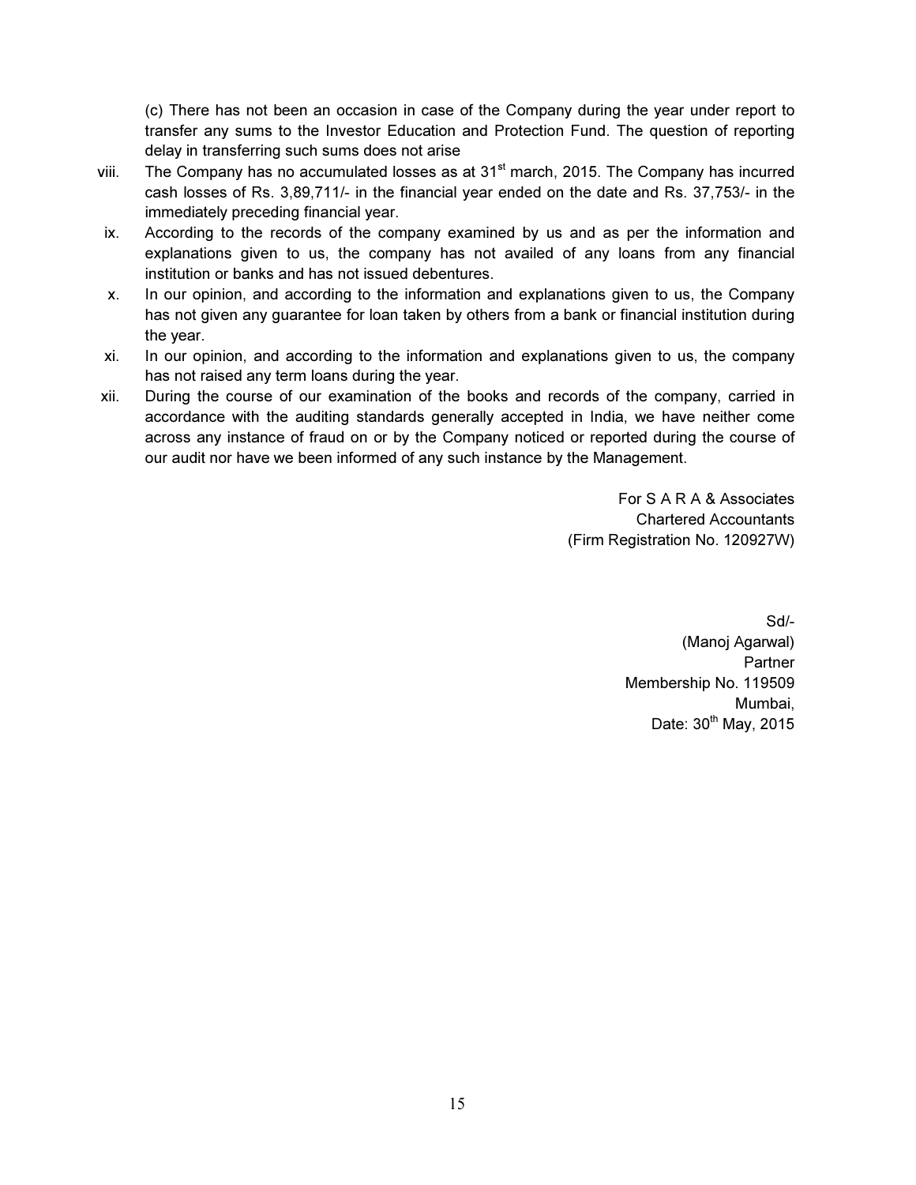(c) There has not been an occasion in case of the Company during the year under report to transfer any sums to the Investor Education and Protection Fund. The question of reporting delay in transferring such sums does not arise

viii. The Company has no accumulated losses as at 31st march, 2015. The Company has incurred cash losses of Rs. 3,89,711/- in the financial year ended on the date and Rs. 37,753/- in the immediately preceding financial year.

ix. According to the records of the company examined by us and as per the information and explanations given to us, the company has not availed of any loans from any financial institution or banks and has not issued debentures.

x. In our opinion, and according to the information and explanations given to us, the Company has not given any guarantee for loan taken by others from a bank or financial institution during the year.

xi. In our opinion, and according to the information and explanations given to us, the company has not raised any term loans during the year.

xii. During the course of our examination of the books and records of the company, carried in accordance with the auditing standards generally accepted in India, we have neither come across any instance of fraud on or by the Company noticed or reported during the course of our audit nor have we been informed of any such instance by the Management.

For S A R A & Associates
Chartered Accountants
(Firm Registration No. 120927W)

Sd/-
(Manoj Agarwal)
Partner
Membership No. 119509
Mumbai,
Date: 30th May, 2015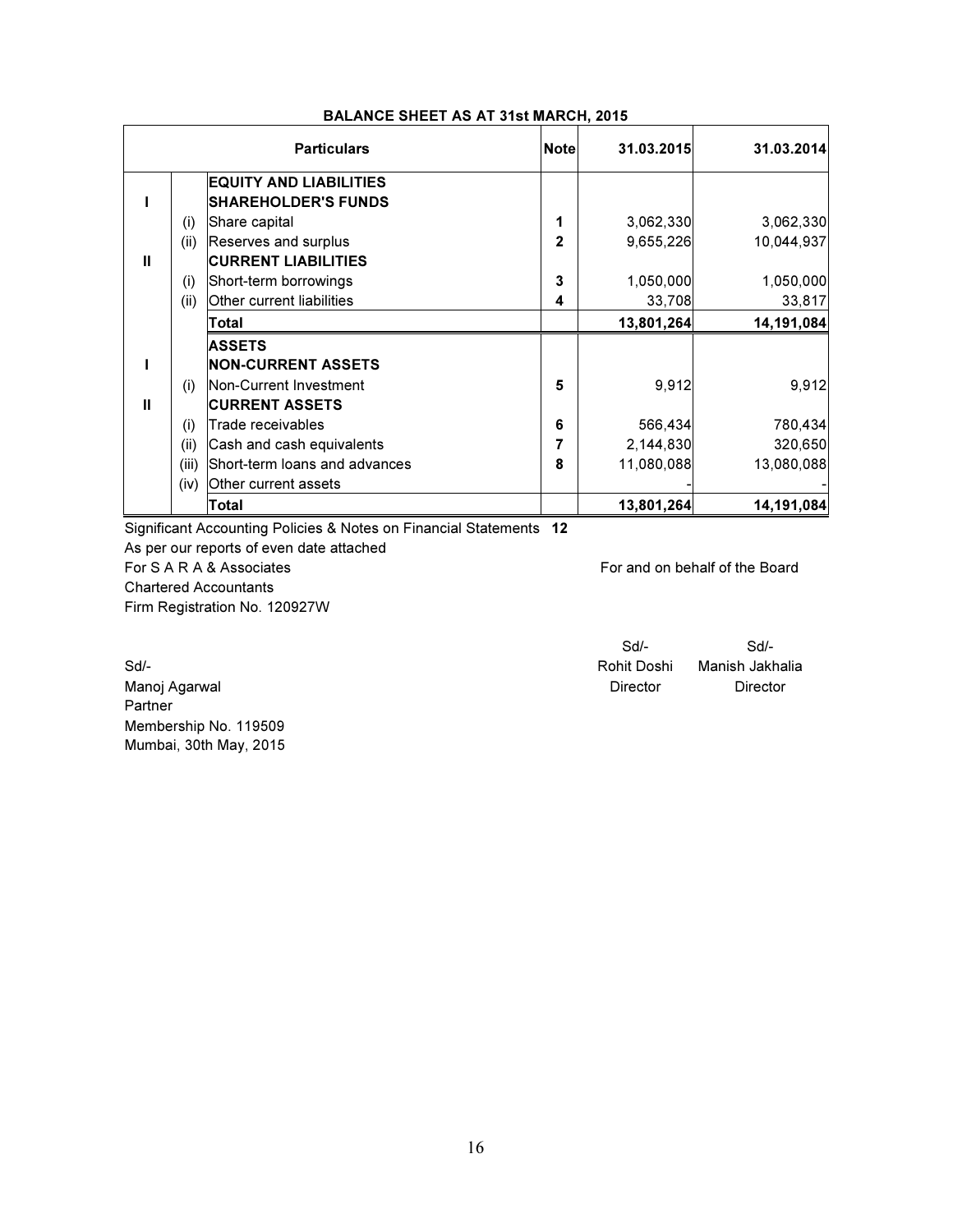## BALANCE SHEET AS AT 31st MARCH, 2015

| | | Particulars | Note | 31.03.2015 | 31.03.2014 |
|---|---|---|---|---|---|
| | | **EQUITY AND LIABILITIES** | | | |
| I | | **SHAREHOLDER'S FUNDS** | | | |
| | (i) | Share capital | 1 | 3,062,330 | 3,062,330 |
| | (ii) | Reserves and surplus | 2 | 9,655,226 | 10,044,937 |
| II | | **CURRENT LIABILITIES** | | | |
| | (i) | Short-term borrowings | 3 | 1,050,000 | 1,050,000 |
| | (ii) | Other current liabilities | 4 | 33,708 | 33,817 |
| | | **Total** | | **13,801,264** | **14,191,084** |
| | | **ASSETS** | | | |
| I | | **NON-CURRENT ASSETS** | | | |
| | (i) | Non-Current Investment | 5 | 9,912 | 9,912 |
| II | | **CURRENT ASSETS** | | | |
| | (i) | Trade receivables | 6 | 566,434 | 780,434 |
| | (ii) | Cash and cash equivalents | 7 | 2,144,830 | 320,650 |
| | (iii) | Short-term loans and advances | 8 | 11,080,088 | 13,080,088 |
| | (iv) | Other current assets | | - | - |
| | | **Total** | | **13,801,264** | **14,191,084** |

Significant Accounting Policies & Notes on Financial Statements **12**

As per our reports of even date attached

For S A R A & Associates
Chartered Accountants
Firm Registration No. 120927W

Sd/-
Manoj Agarwal
Partner
Membership No. 119509
Mumbai, 30th May, 2015

For and on behalf of the Board

Sd/-
Rohit Doshi
Director

Sd/-
Manish Jakhalia
Director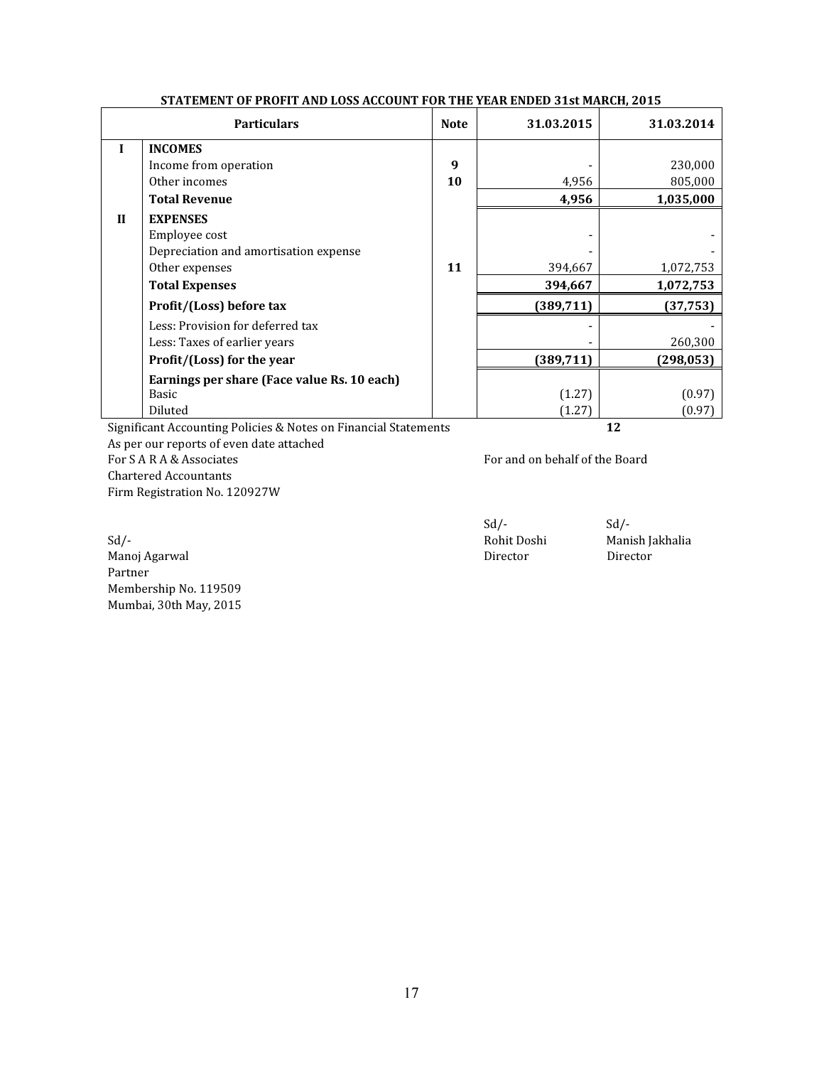## STATEMENT OF PROFIT AND LOSS ACCOUNT FOR THE YEAR ENDED 31st MARCH, 2015

| | Particulars | Note | 31.03.2015 | 31.03.2014 |
|---|---|---|---|---|
| **I** | **INCOMES** | | | |
| | Income from operation | **9** | - | 230,000 |
| | Other incomes | **10** | 4,956 | 805,000 |
| | **Total Revenue** | | **4,956** | **1,035,000** |
| **II** | **EXPENSES** | | | |
| | Employee cost | | - | - |
| | Depreciation and amortisation expense | | - | - |
| | Other expenses | **11** | 394,667 | 1,072,753 |
| | **Total Expenses** | | **394,667** | **1,072,753** |
| | **Profit/(Loss) before tax** | | **(389,711)** | **(37,753)** |
| | Less: Provision for deferred tax | | - | - |
| | Less: Taxes of earlier years | | - | 260,300 |
| | **Profit/(Loss) for the year** | | **(389,711)** | **(298,053)** |
| | **Earnings per share (Face value Rs. 10 each)** | | | |
| | Basic | | (1.27) | (0.97) |
| | Diluted | | (1.27) | (0.97) |

Significant Accounting Policies & Notes on Financial Statements **12**

As per our reports of even date attached

For S A R A & Associates
Chartered Accountants
Firm Registration No. 120927W

Sd/-
Manoj Agarwal
Partner
Membership No. 119509
Mumbai, 30th May, 2015

For and on behalf of the Board

Sd/-
Rohit Doshi
Director

Sd/-
Manish Jakhalia
Director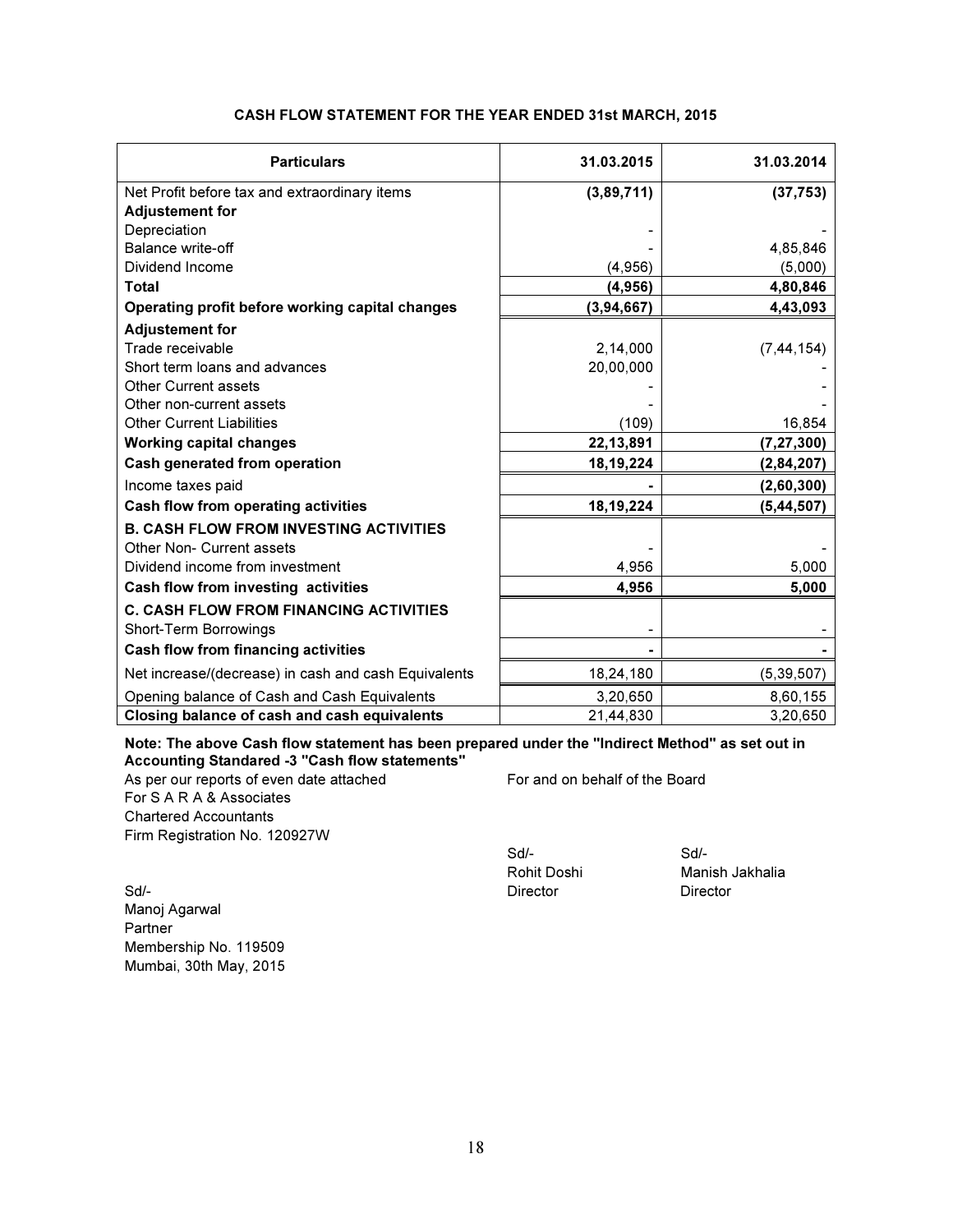## CASH FLOW STATEMENT FOR THE YEAR ENDED 31st MARCH, 2015

| Particulars | 31.03.2015 | 31.03.2014 |
|---|---|---|
| Net Profit before tax and extraordinary items | **(3,89,711)** | **(37,753)** |
| **Adjustement for** | | |
| Depreciation | - | - |
| Balance write-off | - | 4,85,846 |
| Dividend Income | (4,956) | (5,000) |
| **Total** | **(4,956)** | **4,80,846** |
| **Operating profit before working capital changes** | **(3,94,667)** | **4,43,093** |
| **Adjustement for** | | |
| Trade receivable | 2,14,000 | (7,44,154) |
| Short term loans and advances | 20,00,000 | - |
| Other Current assets | - | - |
| Other non-current assets | - | - |
| Other Current Liabilities | (109) | 16,854 |
| **Working capital changes** | **22,13,891** | **(7,27,300)** |
| **Cash generated from operation** | **18,19,224** | **(2,84,207)** |
| Income taxes paid | **-** | **(2,60,300)** |
| **Cash flow from operating activities** | **18,19,224** | **(5,44,507)** |
| **B. CASH FLOW FROM INVESTING ACTIVITIES** | | |
| Other Non- Current assets | - | - |
| Dividend income from investment | 4,956 | 5,000 |
| **Cash flow from investing activities** | **4,956** | **5,000** |
| **C. CASH FLOW FROM FINANCING ACTIVITIES** | | |
| Short-Term Borrowings | - | - |
| **Cash flow from financing activities** | **-** | **-** |
| Net increase/(decrease) in cash and cash Equivalents | 18,24,180 | (5,39,507) |
| Opening balance of Cash and Cash Equivalents | 3,20,650 | 8,60,155 |
| **Closing balance of cash and cash equivalents** | 21,44,830 | 3,20,650 |

**Note: The above Cash flow statement has been prepared under the "Indirect Method" as set out in Accounting Standared -3 "Cash flow statements"**

As per our reports of even date attached
For S A R A & Associates
Chartered Accountants
Firm Registration No. 120927W

Sd/-
Manoj Agarwal
Partner
Membership No. 119509
Mumbai, 30th May, 2015

For and on behalf of the Board

Sd/-
Rohit Doshi
Director

Sd/-
Manish Jakhalia
Director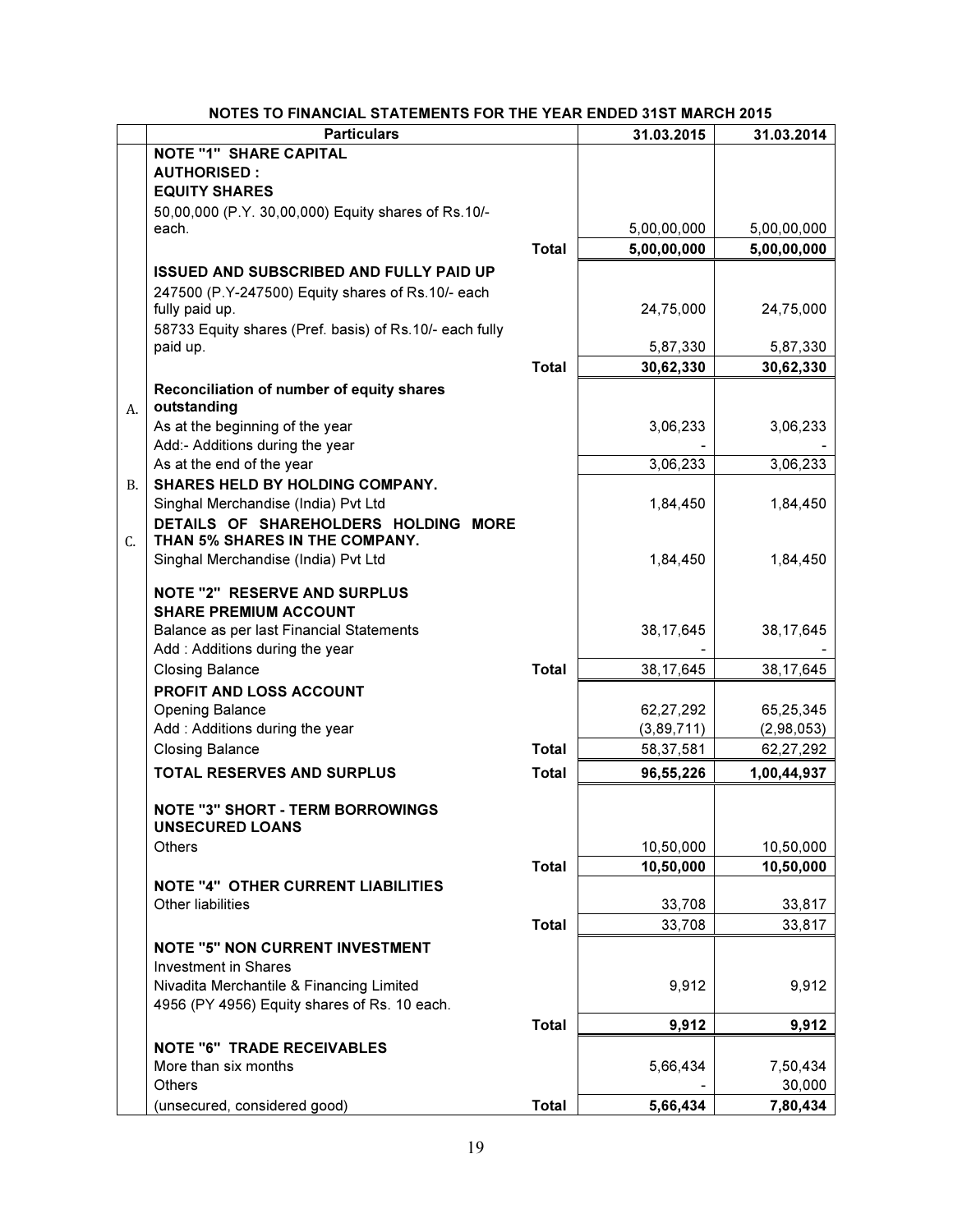## NOTES TO FINANCIAL STATEMENTS FOR THE YEAR ENDED 31ST MARCH 2015

| | Particulars | | 31.03.2015 | 31.03.2014 |
|---|---|---|---|---|
| | **NOTE "1" SHARE CAPITAL** | | | |
| | **AUTHORISED :** | | | |
| | **EQUITY SHARES** | | | |
| | 50,00,000 (P.Y. 30,00,000) Equity shares of Rs.10/- each. | | 5,00,00,000 | 5,00,00,000 |
| | | **Total** | **5,00,00,000** | **5,00,00,000** |
| | **ISSUED AND SUBSCRIBED AND FULLY PAID UP** | | | |
| | 247500 (P.Y-247500) Equity shares of Rs.10/- each fully paid up. | | 24,75,000 | 24,75,000 |
| | 58733 Equity shares (Pref. basis) of Rs.10/- each fully paid up. | | 5,87,330 | 5,87,330 |
| | | **Total** | **30,62,330** | **30,62,330** |
| A. | **Reconciliation of number of equity shares outstanding** | | | |
| | As at the beginning of the year | | 3,06,233 | 3,06,233 |
| | Add:- Additions during the year | | - | - |
| | As at the end of the year | | 3,06,233 | 3,06,233 |
| B. | **SHARES HELD BY HOLDING COMPANY.** | | | |
| | Singhal Merchandise (India) Pvt Ltd | | 1,84,450 | 1,84,450 |
| C. | **DETAILS OF SHAREHOLDERS HOLDING MORE THAN 5% SHARES IN THE COMPANY.** | | | |
| | Singhal Merchandise (India) Pvt Ltd | | 1,84,450 | 1,84,450 |
| | **NOTE "2" RESERVE AND SURPLUS** | | | |
| | **SHARE PREMIUM ACCOUNT** | | | |
| | Balance as per last Financial Statements | | 38,17,645 | 38,17,645 |
| | Add : Additions during the year | | - | - |
| | Closing Balance | **Total** | 38,17,645 | 38,17,645 |
| | **PROFIT AND LOSS ACCOUNT** | | | |
| | Opening Balance | | 62,27,292 | 65,25,345 |
| | Add : Additions during the year | | (3,89,711) | (2,98,053) |
| | Closing Balance | **Total** | 58,37,581 | 62,27,292 |
| | **TOTAL RESERVES AND SURPLUS** | **Total** | **96,55,226** | **1,00,44,937** |
| | **NOTE "3" SHORT - TERM BORROWINGS** | | | |
| | **UNSECURED LOANS** | | | |
| | Others | | 10,50,000 | 10,50,000 |
| | | **Total** | **10,50,000** | **10,50,000** |
| | **NOTE "4" OTHER CURRENT LIABILITIES** | | | |
| | Other liabilities | | 33,708 | 33,817 |
| | | **Total** | 33,708 | 33,817 |
| | **NOTE "5" NON CURRENT INVESTMENT** | | | |
| | Investment in Shares | | | |
| | Nivadita Merchantile & Financing Limited | | 9,912 | 9,912 |
| | 4956 (PY 4956) Equity shares of Rs. 10 each. | | | |
| | | **Total** | **9,912** | **9,912** |
| | **NOTE "6" TRADE RECEIVABLES** | | | |
| | More than six months | | 5,66,434 | 7,50,434 |
| | Others | | - | 30,000 |
| | (unsecured, considered good) | **Total** | **5,66,434** | **7,80,434** |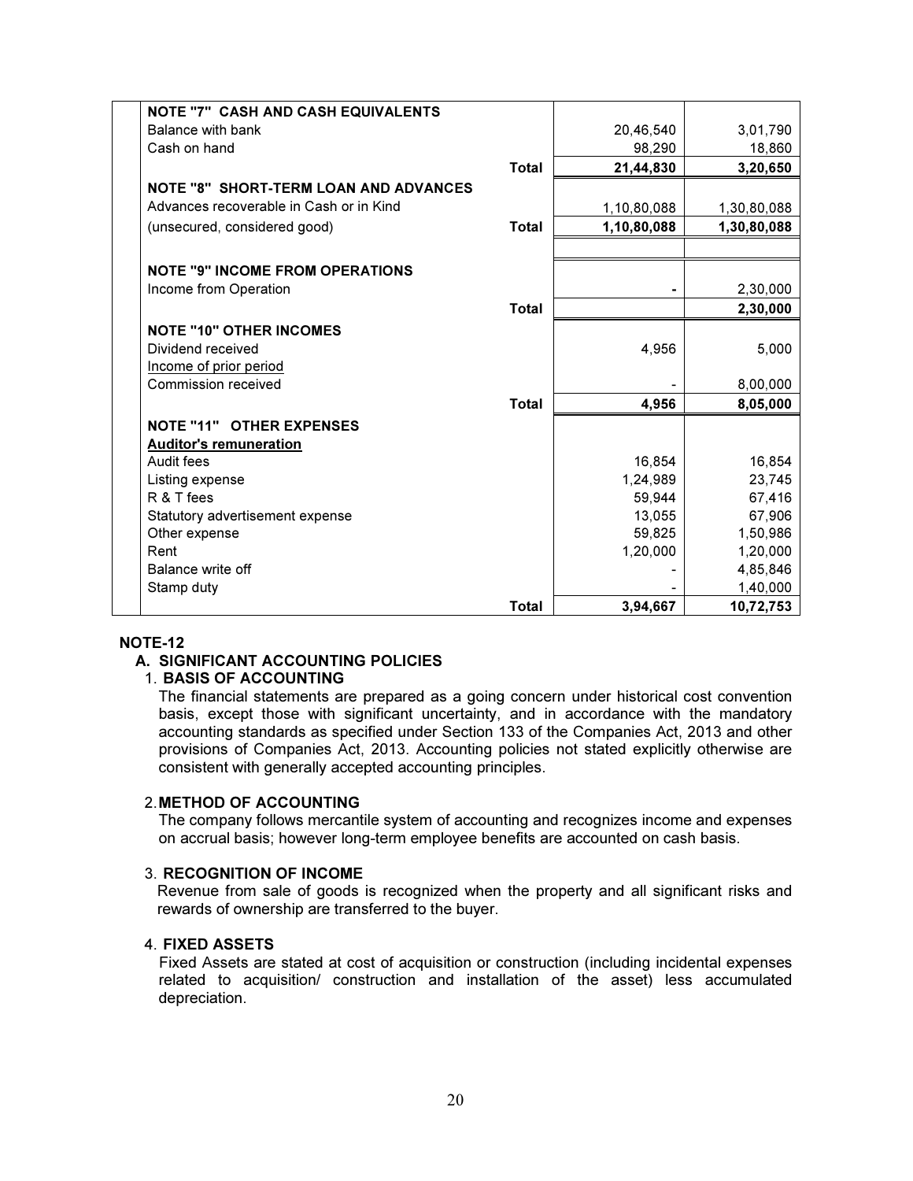| | | | |
|---|---|---|---|
| **NOTE "7" CASH AND CASH EQUIVALENTS** | | | |
| Balance with bank | | 20,46,540 | 3,01,790 |
| Cash on hand | | 98,290 | 18,860 |
| | **Total** | **21,44,830** | **3,20,650** |
| **NOTE "8" SHORT-TERM LOAN AND ADVANCES** | | | |
| Advances recoverable in Cash or in Kind | | 1,10,80,088 | 1,30,80,088 |
| (unsecured, considered good) | **Total** | **1,10,80,088** | **1,30,80,088** |
| | | | |
| **NOTE "9" INCOME FROM OPERATIONS** | | | |
| Income from Operation | | - | 2,30,000 |
| | **Total** | | **2,30,000** |
| **NOTE "10" OTHER INCOMES** | | | |
| Dividend received | | 4,956 | 5,000 |
| Income of prior period | | | |
| Commission received | | - | 8,00,000 |
| | **Total** | **4,956** | **8,05,000** |
| **NOTE "11" OTHER EXPENSES** | | | |
| **Auditor's remuneration** | | | |
| Audit fees | | 16,854 | 16,854 |
| Listing expense | | 1,24,989 | 23,745 |
| R & T fees | | 59,944 | 67,416 |
| Statutory advertisement expense | | 13,055 | 67,906 |
| Other expense | | 59,825 | 1,50,986 |
| Rent | | 1,20,000 | 1,20,000 |
| Balance write off | | - | 4,85,846 |
| Stamp duty | | - | 1,40,000 |
| | **Total** | **3,94,667** | **10,72,753** |

## NOTE-12

### A. SIGNIFICANT ACCOUNTING POLICIES

1. **BASIS OF ACCOUNTING**

   The financial statements are prepared as a going concern under historical cost convention basis, except those with significant uncertainty, and in accordance with the mandatory accounting standards as specified under Section 133 of the Companies Act, 2013 and other provisions of Companies Act, 2013. Accounting policies not stated explicitly otherwise are consistent with generally accepted accounting principles.

2. **METHOD OF ACCOUNTING**

   The company follows mercantile system of accounting and recognizes income and expenses on accrual basis; however long-term employee benefits are accounted on cash basis.

3. **RECOGNITION OF INCOME**

   Revenue from sale of goods is recognized when the property and all significant risks and rewards of ownership are transferred to the buyer.

4. **FIXED ASSETS**

   Fixed Assets are stated at cost of acquisition or construction (including incidental expenses related to acquisition/ construction and installation of the asset) less accumulated depreciation.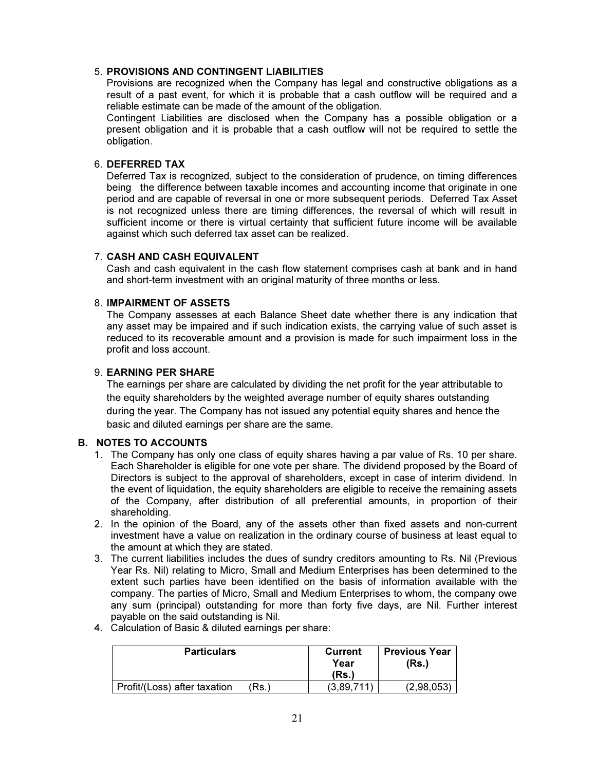5. **PROVISIONS AND CONTINGENT LIABILITIES**

   Provisions are recognized when the Company has legal and constructive obligations as a result of a past event, for which it is probable that a cash outflow will be required and a reliable estimate can be made of the amount of the obligation.

   Contingent Liabilities are disclosed when the Company has a possible obligation or a present obligation and it is probable that a cash outflow will not be required to settle the obligation.

6. **DEFERRED TAX**

   Deferred Tax is recognized, subject to the consideration of prudence, on timing differences being the difference between taxable incomes and accounting income that originate in one period and are capable of reversal in one or more subsequent periods. Deferred Tax Asset is not recognized unless there are timing differences, the reversal of which will result in sufficient income or there is virtual certainty that sufficient future income will be available against which such deferred tax asset can be realized.

7. **CASH AND CASH EQUIVALENT**

   Cash and cash equivalent in the cash flow statement comprises cash at bank and in hand and short-term investment with an original maturity of three months or less.

8. **IMPAIRMENT OF ASSETS**

   The Company assesses at each Balance Sheet date whether there is any indication that any asset may be impaired and if such indication exists, the carrying value of such asset is reduced to its recoverable amount and a provision is made for such impairment loss in the profit and loss account.

9. **EARNING PER SHARE**

   The earnings per share are calculated by dividing the net profit for the year attributable to the equity shareholders by the weighted average number of equity shares outstanding during the year. The Company has not issued any potential equity shares and hence the basic and diluted earnings per share are the same.

## B. NOTES TO ACCOUNTS

1. The Company has only one class of equity shares having a par value of Rs. 10 per share. Each Shareholder is eligible for one vote per share. The dividend proposed by the Board of Directors is subject to the approval of shareholders, except in case of interim dividend. In the event of liquidation, the equity shareholders are eligible to receive the remaining assets of the Company, after distribution of all preferential amounts, in proportion of their shareholding.
2. In the opinion of the Board, any of the assets other than fixed assets and non-current investment have a value on realization in the ordinary course of business at least equal to the amount at which they are stated.
3. The current liabilities includes the dues of sundry creditors amounting to Rs. Nil (Previous Year Rs. Nil) relating to Micro, Small and Medium Enterprises has been determined to the extent such parties have been identified on the basis of information available with the company. The parties of Micro, Small and Medium Enterprises to whom, the company owe any sum (principal) outstanding for more than forty five days, are Nil. Further interest payable on the said outstanding is Nil.
4. Calculation of Basic & diluted earnings per share:

| Particulars | Current Year (Rs.) | Previous Year (Rs.) |
|---|---|---|
| Profit/(Loss) after taxation (Rs.) | (3,89,711) | (2,98,053) |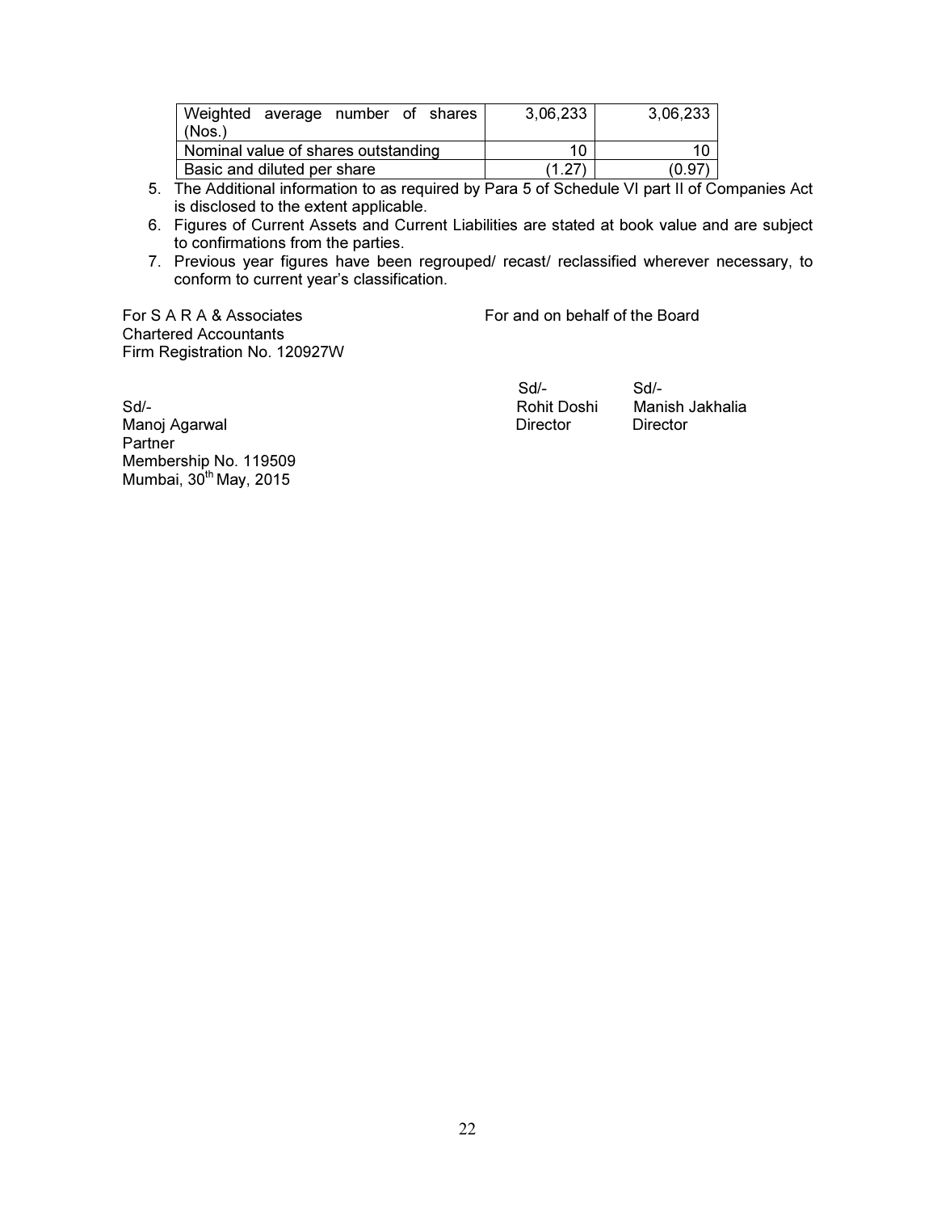| Weighted average number of shares (Nos.) | 3,06,233 | 3,06,233 |
| --- | --- | --- |
| Nominal value of shares outstanding | 10 | 10 |
| Basic and diluted per share | (1.27) | (0.97) |

5. The Additional information to as required by Para 5 of Schedule VI part II of Companies Act is disclosed to the extent applicable.
6. Figures of Current Assets and Current Liabilities are stated at book value and are subject to confirmations from the parties.
7. Previous year figures have been regrouped/ recast/ reclassified wherever necessary, to conform to current year's classification.

For S A R A & Associates
Chartered Accountants
Firm Registration No. 120927W

Sd/-
Manoj Agarwal
Partner
Membership No. 119509
Mumbai, 30th May, 2015

For and on behalf of the Board

Sd/-
Rohit Doshi
Director

Sd/-
Manish Jakhalia
Director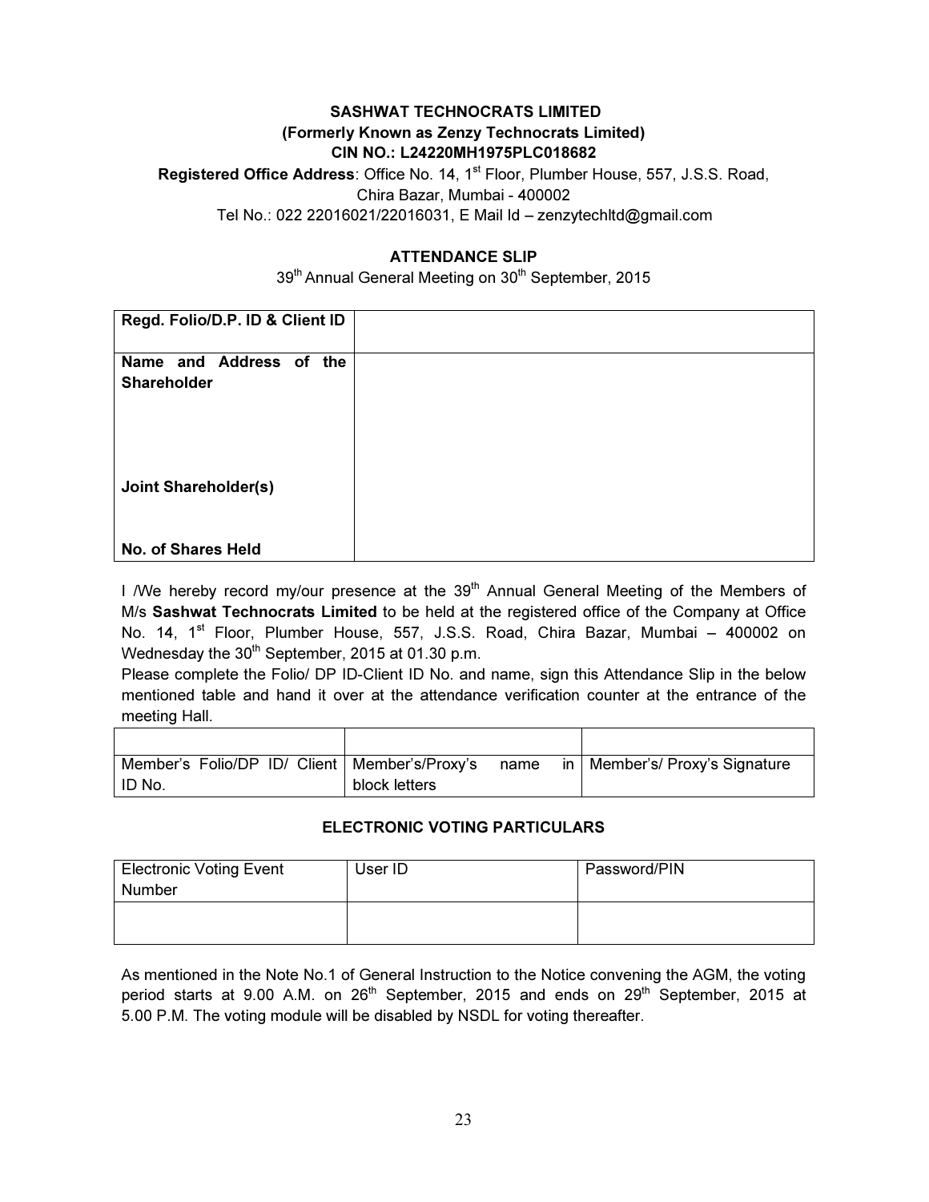**SASHWAT TECHNOCRATS LIMITED**
**(Formerly Known as Zenzy Technocrats Limited)**
**CIN NO.: L24220MH1975PLC018682**

**Registered Office Address**: Office No. 14, 1st Floor, Plumber House, 557, J.S.S. Road, Chira Bazar, Mumbai - 400002

Tel No.: 022 22016021/22016031, E Mail Id – zenzytechltd@gmail.com

## ATTENDANCE SLIP

39th Annual General Meeting on 30th September, 2015

| **Regd. Folio/D.P. ID & Client ID** | |
|---|---|
| **Name and Address of the Shareholder** | |
| **Joint Shareholder(s)** | |
| **No. of Shares Held** | |

I /We hereby record my/our presence at the 39th Annual General Meeting of the Members of M/s **Sashwat Technocrats Limited** to be held at the registered office of the Company at Office No. 14, 1st Floor, Plumber House, 557, J.S.S. Road, Chira Bazar, Mumbai – 400002 on Wednesday the 30th September, 2015 at 01.30 p.m.

Please complete the Folio/ DP ID-Client ID No. and name, sign this Attendance Slip in the below mentioned table and hand it over at the attendance verification counter at the entrance of the meeting Hall.

| | | |
|---|---|---|
| Member's Folio/DP ID/ Client ID No. | Member's/Proxy's name in block letters | Member's/ Proxy's Signature |

## ELECTRONIC VOTING PARTICULARS

| Electronic Voting Event Number | User ID | Password/PIN |
|---|---|---|
| | | |

As mentioned in the Note No.1 of General Instruction to the Notice convening the AGM, the voting period starts at 9.00 A.M. on 26th September, 2015 and ends on 29th September, 2015 at 5.00 P.M. The voting module will be disabled by NSDL for voting thereafter.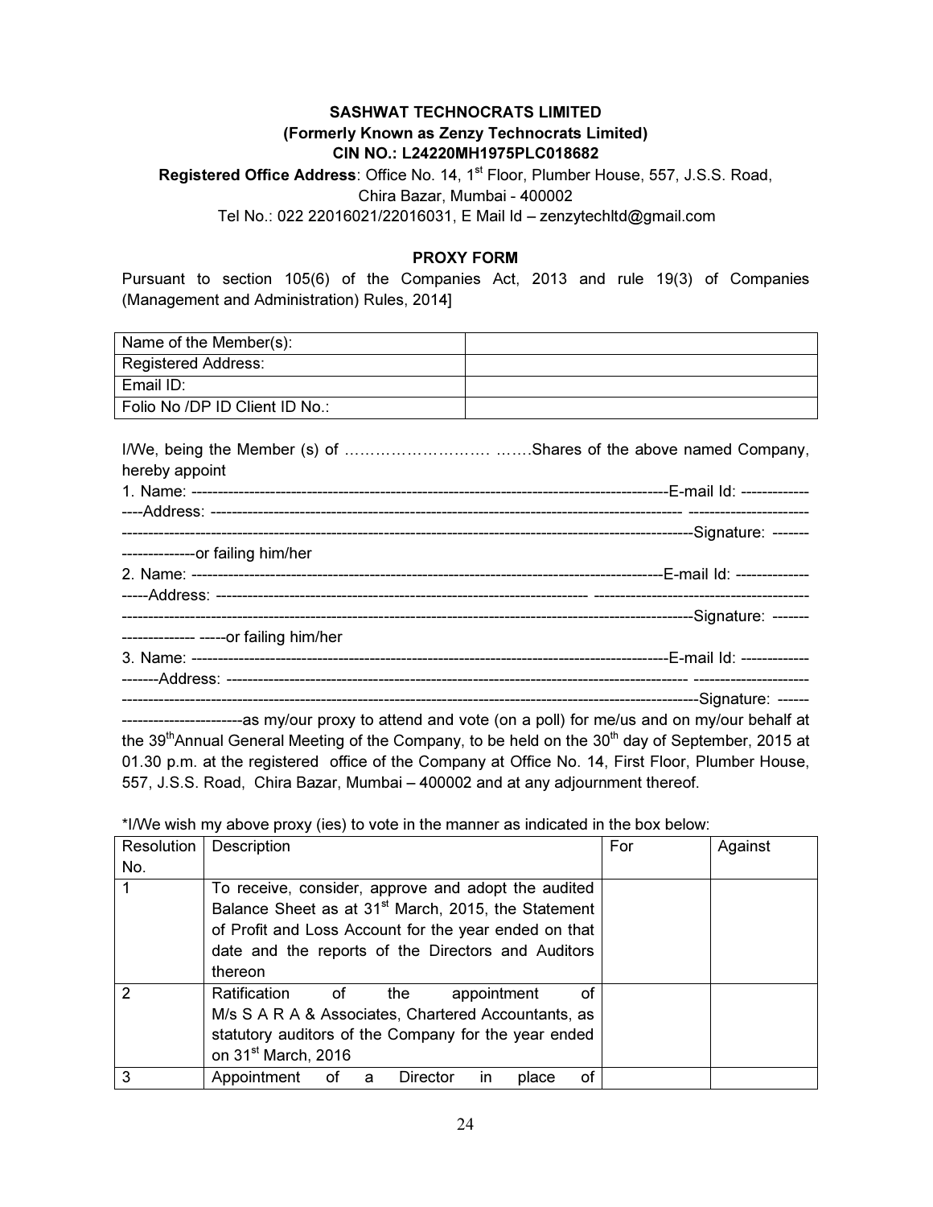**SASHWAT TECHNOCRATS LIMITED**
**(Formerly Known as Zenzy Technocrats Limited)**
**CIN NO.: L24220MH1975PLC018682**

**Registered Office Address**: Office No. 14, 1st Floor, Plumber House, 557, J.S.S. Road, Chira Bazar, Mumbai - 400002
Tel No.: 022 22016021/22016031, E Mail Id – zenzytechltd@gmail.com

## PROXY FORM

Pursuant to section 105(6) of the Companies Act, 2013 and rule 19(3) of Companies (Management and Administration) Rules, 2014]

| Name of the Member(s): | |
|---|---|
| Registered Address: | |
| Email ID: | |
| Folio No /DP ID Client ID No.: | |

I/We, being the Member (s) of ……………………… …….Shares of the above named Company, hereby appoint

1. Name: ------------------------------------------------------------------------------------------E-mail Id: -----------------Address: ------------------------------------------------------------------------------------------ ------------------------------------------------------------------------------------------------------------------------Signature: --------------------or failing him/her

2. Name: ------------------------------------------------------------------------------------------E-mail Id: -------------------Address: ------------------------------------------------------------------------- -------------------------------------------------------------------------------------------------------------------------------------------Signature: ------- ------------- -----or failing him/her

3. Name: ------------------------------------------------------------------------------------------E-mail Id: --------------------Address: ------------------------------------------------------------------------------------------ ------------------------------------------------------------------------------------------------------------------------Signature: ------ -----------------------as my/our proxy to attend and vote (on a poll) for me/us and on my/our behalf at the 39thAnnual General Meeting of the Company, to be held on the 30th day of September, 2015 at 01.30 p.m. at the registered office of the Company at Office No. 14, First Floor, Plumber House, 557, J.S.S. Road, Chira Bazar, Mumbai – 400002 and at any adjournment thereof.

*I/We wish my above proxy (ies) to vote in the manner as indicated in the box below:

| Resolution No. | Description | For | Against |
|---|---|---|---|
| 1 | To receive, consider, approve and adopt the audited Balance Sheet as at 31st March, 2015, the Statement of Profit and Loss Account for the year ended on that date and the reports of the Directors and Auditors thereon | | |
| 2 | Ratification of the appointment of M/s S A R A & Associates, Chartered Accountants, as statutory auditors of the Company for the year ended on 31st March, 2016 | | |
| 3 | Appointment of a Director in place of | | |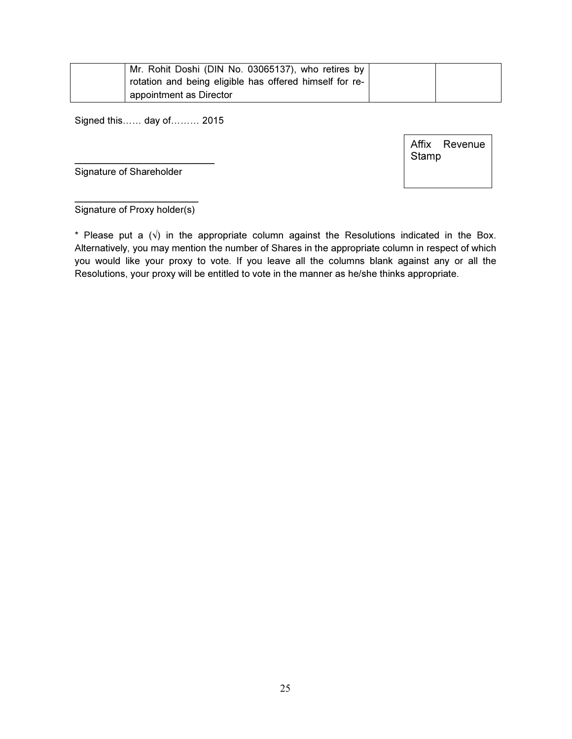| | | | |
|---|---|---|---|
| | Mr. Rohit Doshi (DIN No. 03065137), who retires by rotation and being eligible has offered himself for re-appointment as Director | | |

Signed this…… day of……… 2015

| Affix Revenue Stamp |
|---|

___________________________

Signature of Shareholder

________________________

Signature of Proxy holder(s)

* Please put a (√) in the appropriate column against the Resolutions indicated in the Box. Alternatively, you may mention the number of Shares in the appropriate column in respect of which you would like your proxy to vote. If you leave all the columns blank against any or all the Resolutions, your proxy will be entitled to vote in the manner as he/she thinks appropriate.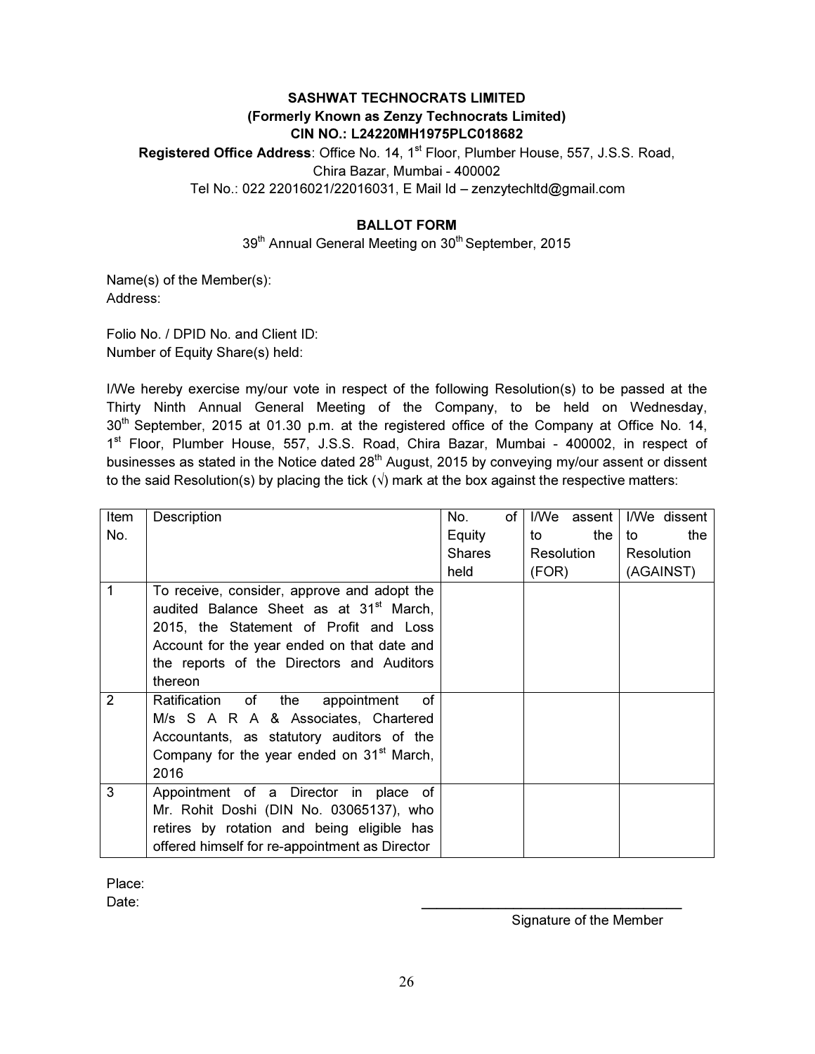**SASHWAT TECHNOCRATS LIMITED**
**(Formerly Known as Zenzy Technocrats Limited)**
**CIN NO.: L24220MH1975PLC018682**

**Registered Office Address**: Office No. 14, 1st Floor, Plumber House, 557, J.S.S. Road, Chira Bazar, Mumbai - 400002

Tel No.: 022 22016021/22016031, E Mail Id – zenzytechltd@gmail.com

**BALLOT FORM**

39th Annual General Meeting on 30th September, 2015

Name(s) of the Member(s):
Address:

Folio No. / DPID No. and Client ID:
Number of Equity Share(s) held:

I/We hereby exercise my/our vote in respect of the following Resolution(s) to be passed at the Thirty Ninth Annual General Meeting of the Company, to be held on Wednesday, 30th September, 2015 at 01.30 p.m. at the registered office of the Company at Office No. 14, 1st Floor, Plumber House, 557, J.S.S. Road, Chira Bazar, Mumbai - 400002, in respect of businesses as stated in the Notice dated 28th August, 2015 by conveying my/our assent or dissent to the said Resolution(s) by placing the tick (√) mark at the box against the respective matters:

| Item No. | Description | No. of Equity Shares held | I/We assent to the Resolution (FOR) | I/We dissent to the Resolution (AGAINST) |
|---|---|---|---|---|
| 1 | To receive, consider, approve and adopt the audited Balance Sheet as at 31st March, 2015, the Statement of Profit and Loss Account for the year ended on that date and the reports of the Directors and Auditors thereon | | | |
| 2 | Ratification of the appointment of M/s S A R A & Associates, Chartered Accountants, as statutory auditors of the Company for the year ended on 31st March, 2016 | | | |
| 3 | Appointment of a Director in place of Mr. Rohit Doshi (DIN No. 03065137), who retires by rotation and being eligible has offered himself for re-appointment as Director | | | |

Place:
Date:

_________________________________
Signature of the Member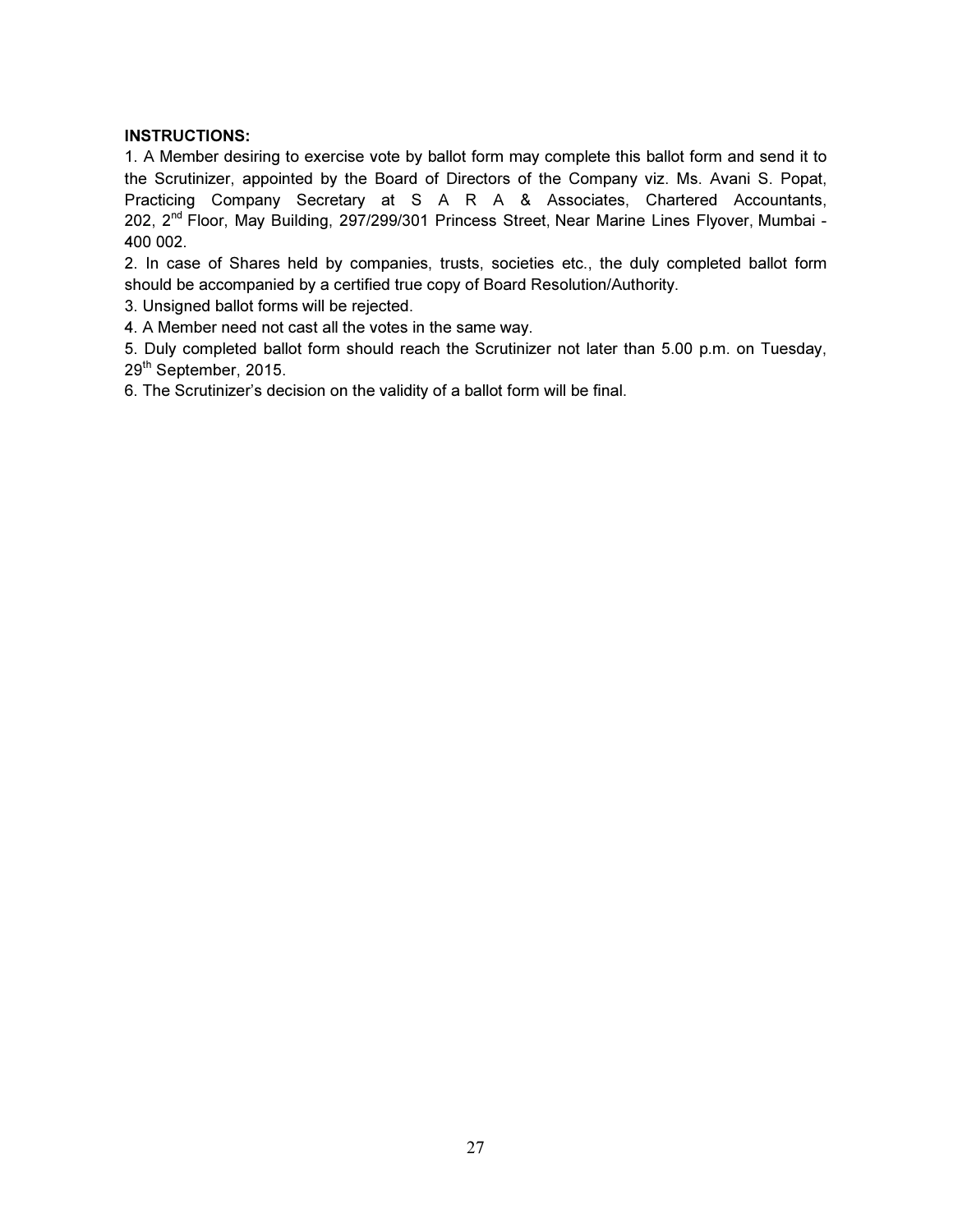**INSTRUCTIONS:**

1. A Member desiring to exercise vote by ballot form may complete this ballot form and send it to the Scrutinizer, appointed by the Board of Directors of the Company viz. Ms. Avani S. Popat, Practicing Company Secretary at S A R A & Associates, Chartered Accountants, 202, 2nd Floor, May Building, 297/299/301 Princess Street, Near Marine Lines Flyover, Mumbai - 400 002.
2. In case of Shares held by companies, trusts, societies etc., the duly completed ballot form should be accompanied by a certified true copy of Board Resolution/Authority.
3. Unsigned ballot forms will be rejected.
4. A Member need not cast all the votes in the same way.
5. Duly completed ballot form should reach the Scrutinizer not later than 5.00 p.m. on Tuesday, 29th September, 2015.
6. The Scrutinizer's decision on the validity of a ballot form will be final.